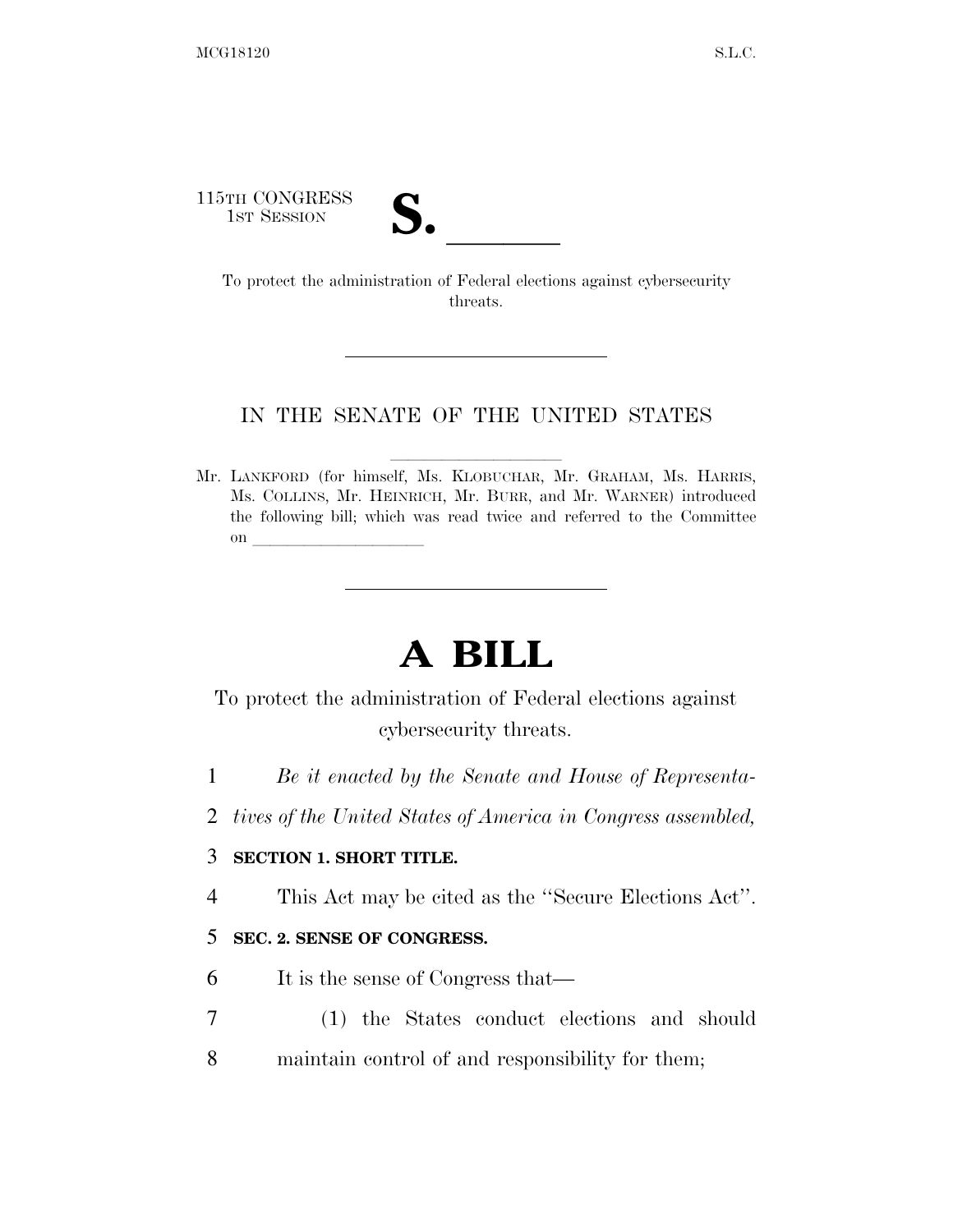115TH CONGRESS
1ST SESSION

# S. ______

To protect the administration of Federal elections against cybersecurity threats.

---

IN THE SENATE OF THE UNITED STATES

Mr. LANKFORD (for himself, Ms. KLOBUCHAR, Mr. GRAHAM, Ms. HARRIS, Ms. COLLINS, Mr. HEINRICH, Mr. BURR, and Mr. WARNER) introduced the following bill; which was read twice and referred to the Committee on ____________________

---

# A BILL

To protect the administration of Federal elections against cybersecurity threats.

1 *Be it enacted by the Senate and House of Representa-*
2 *tives of the United States of America in Congress assembled,*

3 **SECTION 1. SHORT TITLE.**

4 This Act may be cited as the "Secure Elections Act".

5 **SEC. 2. SENSE OF CONGRESS.**

6 It is the sense of Congress that—

7 (1) the States conduct elections and should
8 maintain control of and responsibility for them;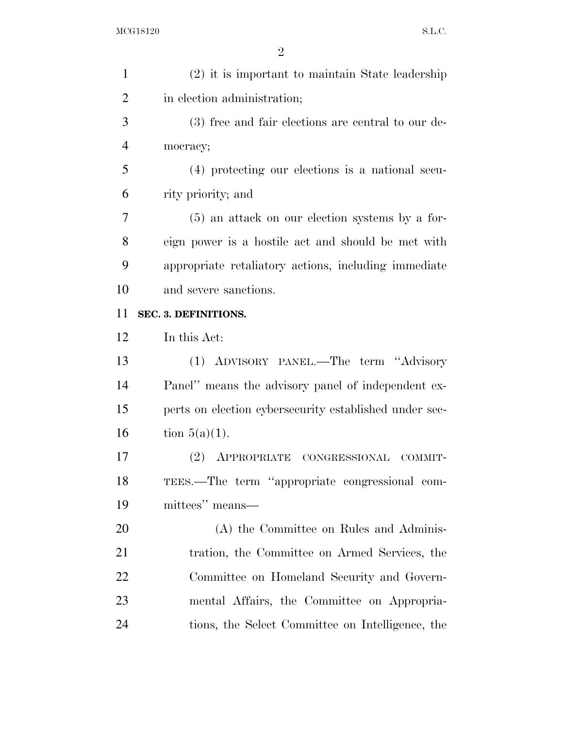(2) it is important to maintain State leadership in election administration;

(3) free and fair elections are central to our democracy;

(4) protecting our elections is a national security priority; and

(5) an attack on our election systems by a foreign power is a hostile act and should be met with appropriate retaliatory actions, including immediate and severe sanctions.

**SEC. 3. DEFINITIONS.**

In this Act:

(1) ADVISORY PANEL.—The term "Advisory Panel" means the advisory panel of independent experts on election cybersecurity established under section 5(a)(1).

(2) APPROPRIATE CONGRESSIONAL COMMITTEES.—The term "appropriate congressional committees" means—

(A) the Committee on Rules and Administration, the Committee on Armed Services, the Committee on Homeland Security and Governmental Affairs, the Committee on Appropriations, the Select Committee on Intelligence, the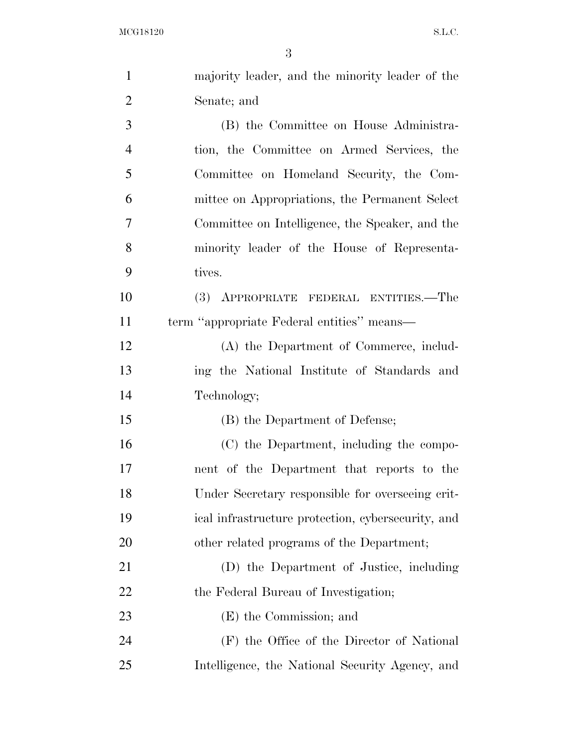majority leader, and the minority leader of the Senate; and

(B) the Committee on House Administration, the Committee on Armed Services, the Committee on Homeland Security, the Committee on Appropriations, the Permanent Select Committee on Intelligence, the Speaker, and the minority leader of the House of Representatives.

(3) APPROPRIATE FEDERAL ENTITIES.—The term "appropriate Federal entities" means—

(A) the Department of Commerce, including the National Institute of Standards and Technology;

(B) the Department of Defense;

(C) the Department, including the component of the Department that reports to the Under Secretary responsible for overseeing critical infrastructure protection, cybersecurity, and other related programs of the Department;

(D) the Department of Justice, including the Federal Bureau of Investigation;

(E) the Commission; and

(F) the Office of the Director of National Intelligence, the National Security Agency, and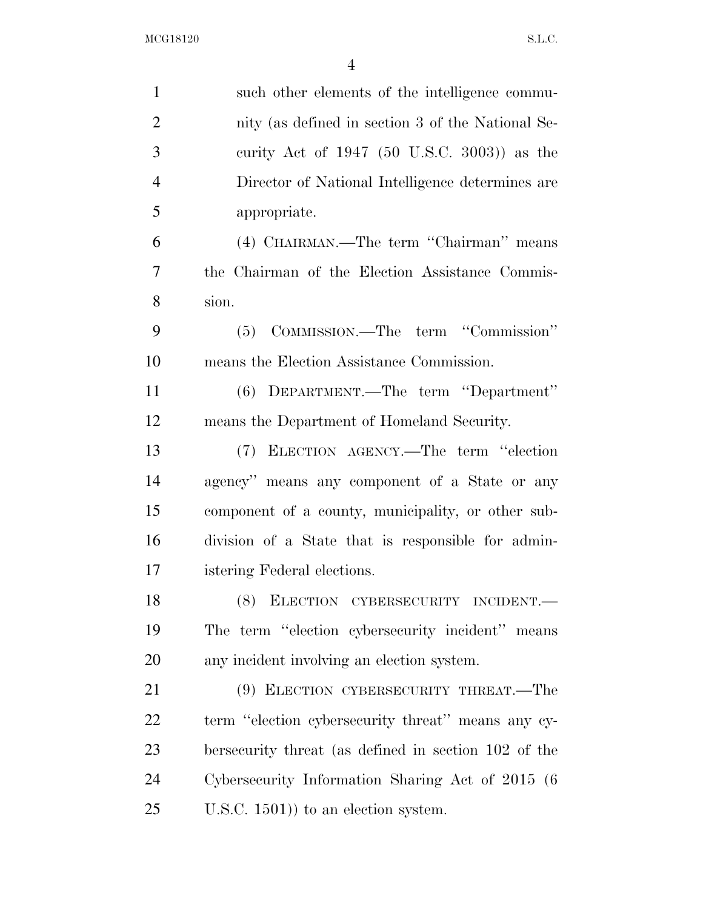such other elements of the intelligence community (as defined in section 3 of the National Security Act of 1947 (50 U.S.C. 3003)) as the Director of National Intelligence determines are appropriate.

(4) CHAIRMAN.—The term "Chairman" means the Chairman of the Election Assistance Commission.

(5) COMMISSION.—The term "Commission" means the Election Assistance Commission.

(6) DEPARTMENT.—The term "Department" means the Department of Homeland Security.

(7) ELECTION AGENCY.—The term "election agency" means any component of a State or any component of a county, municipality, or other subdivision of a State that is responsible for administering Federal elections.

(8) ELECTION CYBERSECURITY INCIDENT.—The term "election cybersecurity incident" means any incident involving an election system.

(9) ELECTION CYBERSECURITY THREAT.—The term "election cybersecurity threat" means any cybersecurity threat (as defined in section 102 of the Cybersecurity Information Sharing Act of 2015 (6 U.S.C. 1501)) to an election system.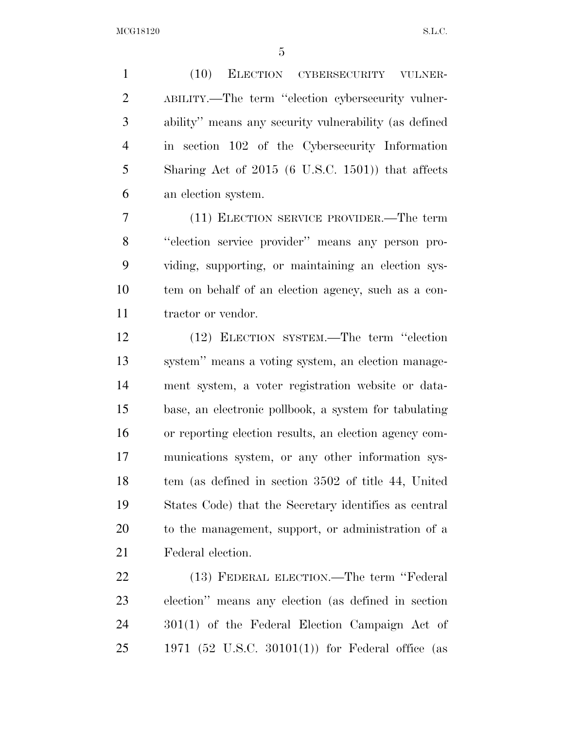(10) ELECTION CYBERSECURITY VULNERABILITY.—The term ''election cybersecurity vulnerability'' means any security vulnerability (as defined in section 102 of the Cybersecurity Information Sharing Act of 2015 (6 U.S.C. 1501)) that affects an election system.

(11) ELECTION SERVICE PROVIDER.—The term ''election service provider'' means any person providing, supporting, or maintaining an election system on behalf of an election agency, such as a contractor or vendor.

(12) ELECTION SYSTEM.—The term ''election system'' means a voting system, an election management system, a voter registration website or database, an electronic pollbook, a system for tabulating or reporting election results, an election agency communications system, or any other information system (as defined in section 3502 of title 44, United States Code) that the Secretary identifies as central to the management, support, or administration of a Federal election.

(13) FEDERAL ELECTION.—The term ''Federal election'' means any election (as defined in section 301(1) of the Federal Election Campaign Act of 1971 (52 U.S.C. 30101(1)) for Federal office (as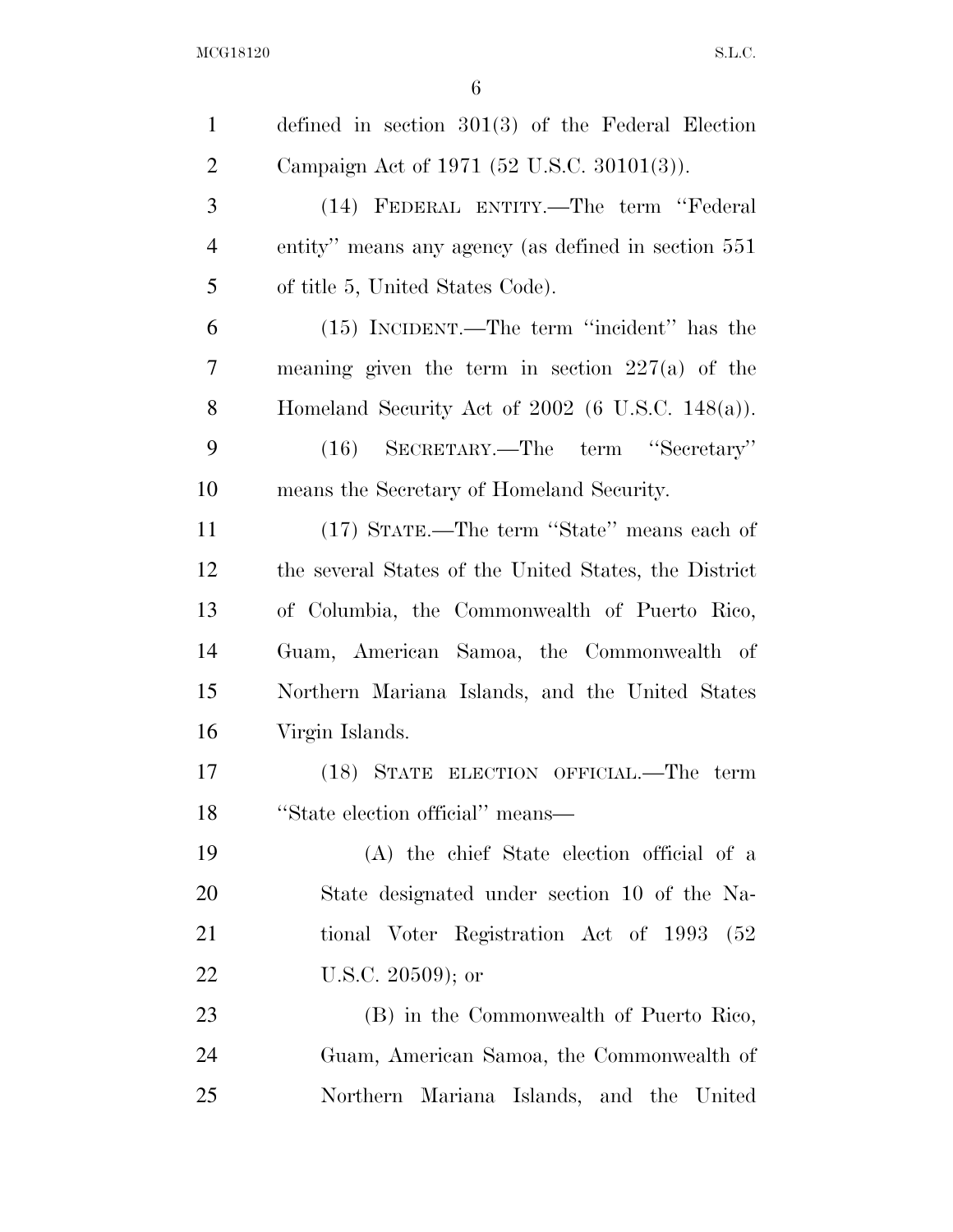defined in section 301(3) of the Federal Election Campaign Act of 1971 (52 U.S.C. 30101(3)).

(14) FEDERAL ENTITY.—The term ''Federal entity'' means any agency (as defined in section 551 of title 5, United States Code).

(15) INCIDENT.—The term ''incident'' has the meaning given the term in section 227(a) of the Homeland Security Act of 2002 (6 U.S.C. 148(a)).

(16) SECRETARY.—The term ''Secretary'' means the Secretary of Homeland Security.

(17) STATE.—The term ''State'' means each of the several States of the United States, the District of Columbia, the Commonwealth of Puerto Rico, Guam, American Samoa, the Commonwealth of Northern Mariana Islands, and the United States Virgin Islands.

(18) STATE ELECTION OFFICIAL.—The term ''State election official'' means—

(A) the chief State election official of a State designated under section 10 of the National Voter Registration Act of 1993 (52 U.S.C. 20509); or

(B) in the Commonwealth of Puerto Rico, Guam, American Samoa, the Commonwealth of Northern Mariana Islands, and the United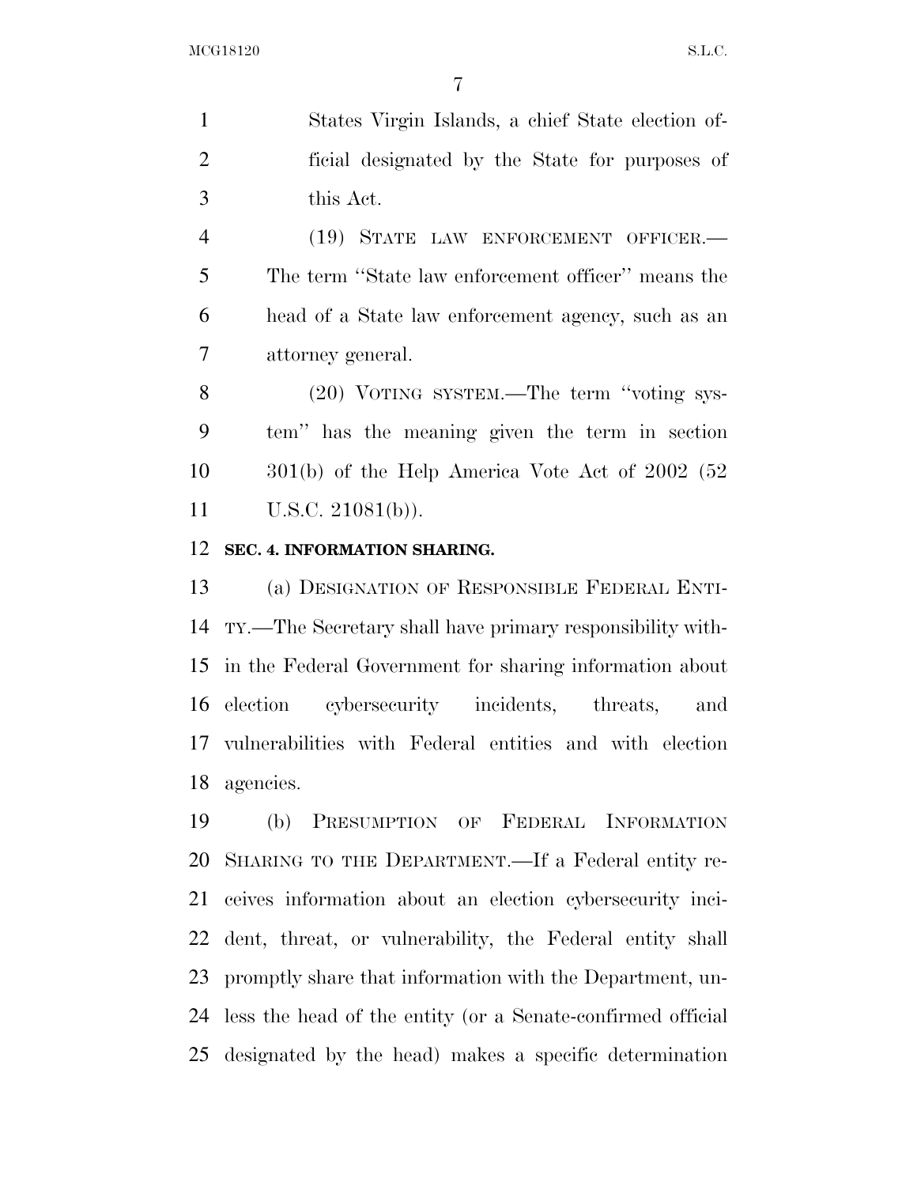States Virgin Islands, a chief State election official designated by the State for purposes of this Act.

(19) STATE LAW ENFORCEMENT OFFICER.—The term "State law enforcement officer" means the head of a State law enforcement agency, such as an attorney general.

(20) VOTING SYSTEM.—The term "voting system" has the meaning given the term in section 301(b) of the Help America Vote Act of 2002 (52 U.S.C. 21081(b)).

**SEC. 4. INFORMATION SHARING.**

(a) DESIGNATION OF RESPONSIBLE FEDERAL ENTITY.—The Secretary shall have primary responsibility within the Federal Government for sharing information about election cybersecurity incidents, threats, and vulnerabilities with Federal entities and with election agencies.

(b) PRESUMPTION OF FEDERAL INFORMATION SHARING TO THE DEPARTMENT.—If a Federal entity receives information about an election cybersecurity incident, threat, or vulnerability, the Federal entity shall promptly share that information with the Department, unless the head of the entity (or a Senate-confirmed official designated by the head) makes a specific determination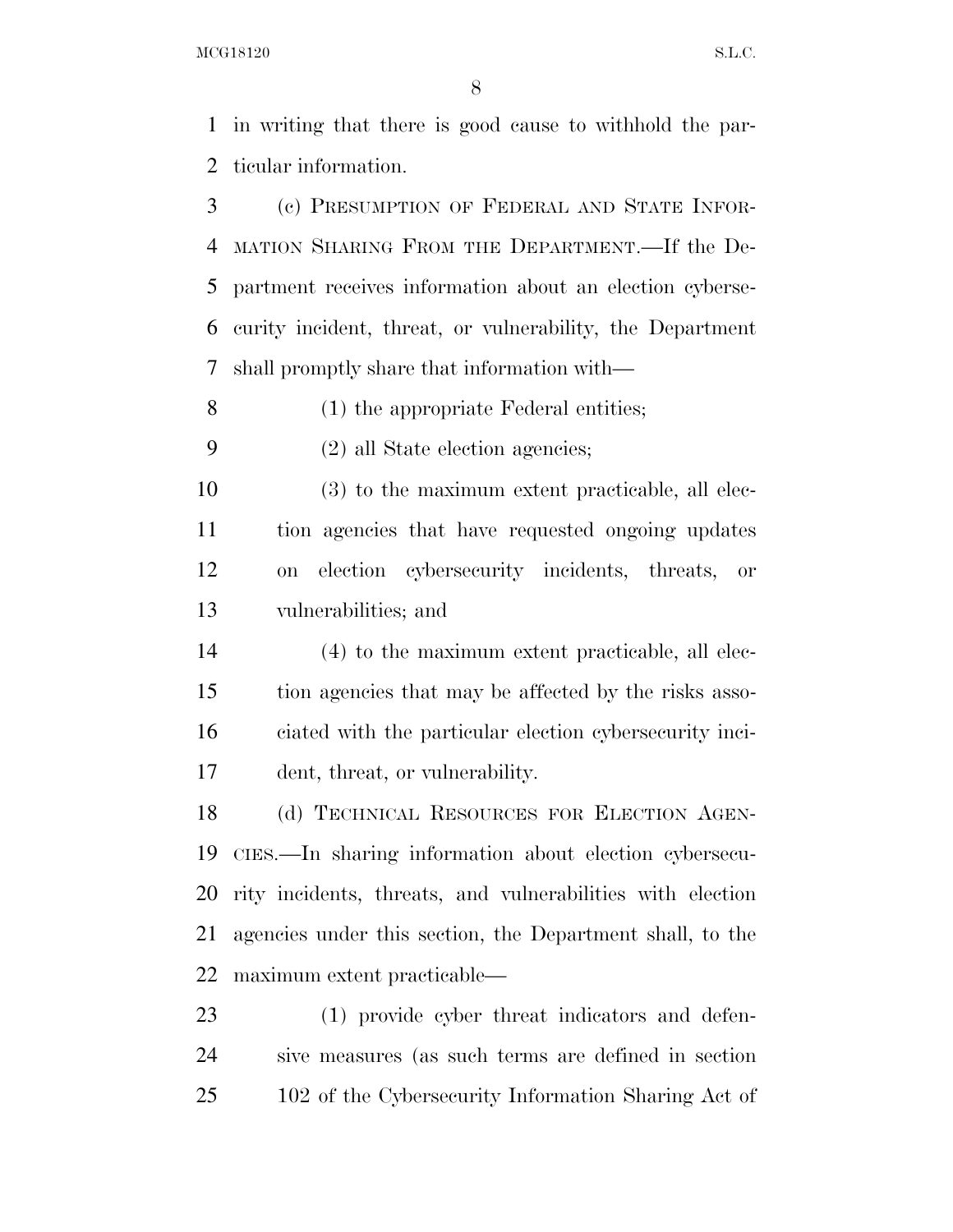in writing that there is good cause to withhold the particular information.

(c) PRESUMPTION OF FEDERAL AND STATE INFORMATION SHARING FROM THE DEPARTMENT.—If the Department receives information about an election cybersecurity incident, threat, or vulnerability, the Department shall promptly share that information with—

(1) the appropriate Federal entities;

(2) all State election agencies;

(3) to the maximum extent practicable, all election agencies that have requested ongoing updates on election cybersecurity incidents, threats, or vulnerabilities; and

(4) to the maximum extent practicable, all election agencies that may be affected by the risks associated with the particular election cybersecurity incident, threat, or vulnerability.

(d) TECHNICAL RESOURCES FOR ELECTION AGENCIES.—In sharing information about election cybersecurity incidents, threats, and vulnerabilities with election agencies under this section, the Department shall, to the maximum extent practicable—

(1) provide cyber threat indicators and defensive measures (as such terms are defined in section 102 of the Cybersecurity Information Sharing Act of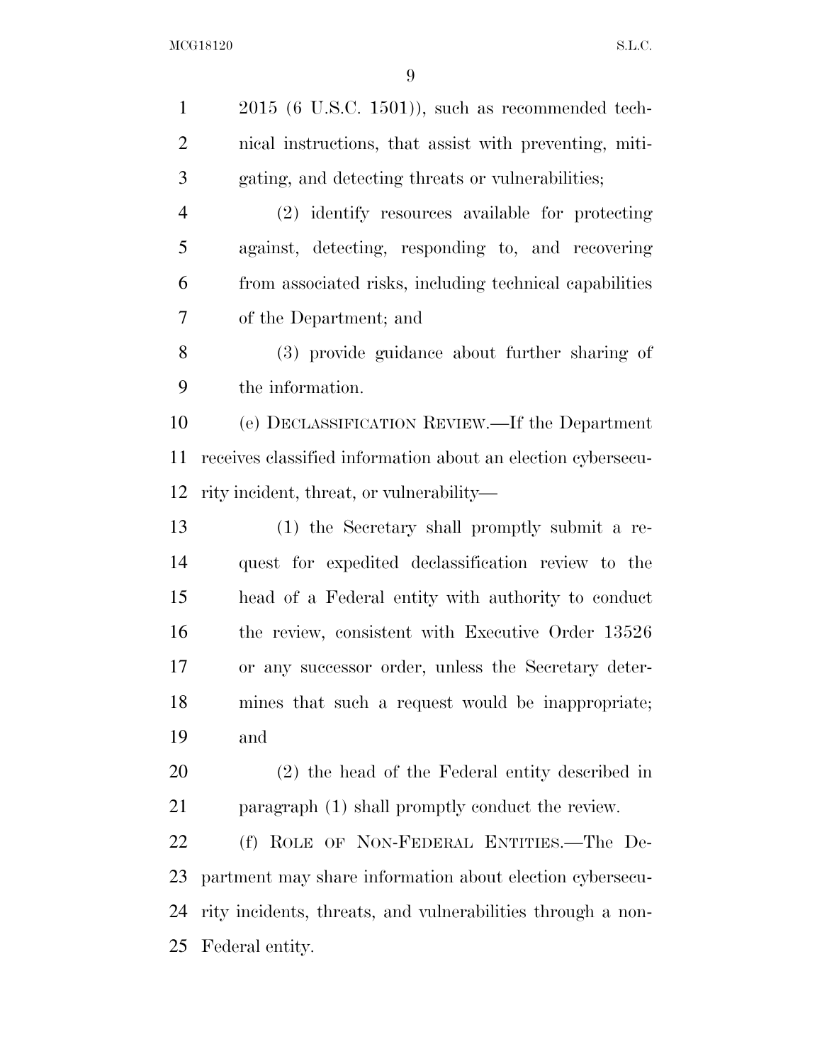2015 (6 U.S.C. 1501)), such as recommended technical instructions, that assist with preventing, mitigating, and detecting threats or vulnerabilities;

(2) identify resources available for protecting against, detecting, responding to, and recovering from associated risks, including technical capabilities of the Department; and

(3) provide guidance about further sharing of the information.

(e) DECLASSIFICATION REVIEW.—If the Department receives classified information about an election cybersecurity incident, threat, or vulnerability—

(1) the Secretary shall promptly submit a request for expedited declassification review to the head of a Federal entity with authority to conduct the review, consistent with Executive Order 13526 or any successor order, unless the Secretary determines that such a request would be inappropriate; and

(2) the head of the Federal entity described in paragraph (1) shall promptly conduct the review.

(f) ROLE OF NON-FEDERAL ENTITIES.—The Department may share information about election cybersecurity incidents, threats, and vulnerabilities through a non-Federal entity.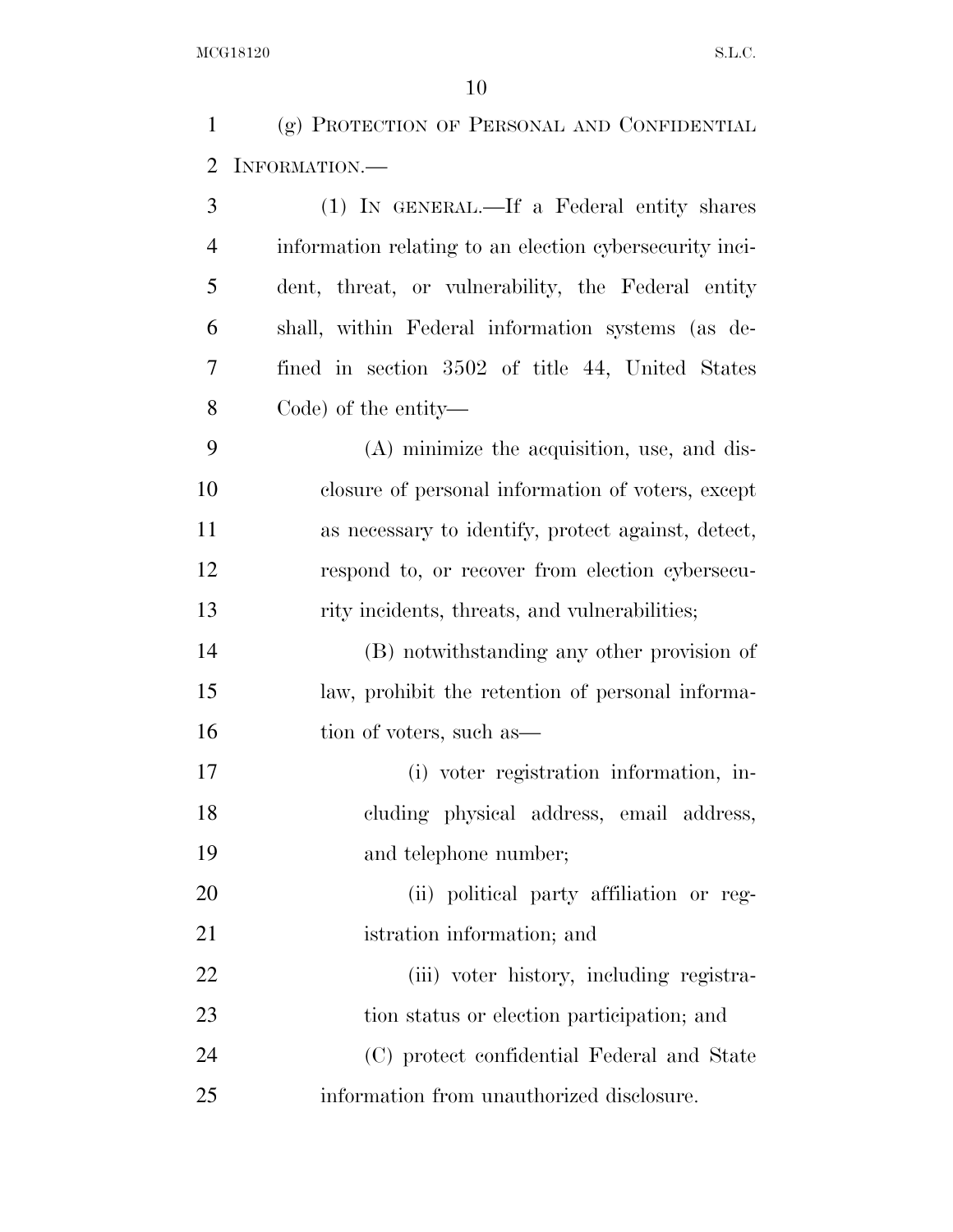(g) PROTECTION OF PERSONAL AND CONFIDENTIAL INFORMATION.—

(1) IN GENERAL.—If a Federal entity shares information relating to an election cybersecurity incident, threat, or vulnerability, the Federal entity shall, within Federal information systems (as defined in section 3502 of title 44, United States Code) of the entity—

(A) minimize the acquisition, use, and disclosure of personal information of voters, except as necessary to identify, protect against, detect, respond to, or recover from election cybersecurity incidents, threats, and vulnerabilities;

(B) notwithstanding any other provision of law, prohibit the retention of personal information of voters, such as—

(i) voter registration information, including physical address, email address, and telephone number;

(ii) political party affiliation or registration information; and

(iii) voter history, including registration status or election participation; and

(C) protect confidential Federal and State information from unauthorized disclosure.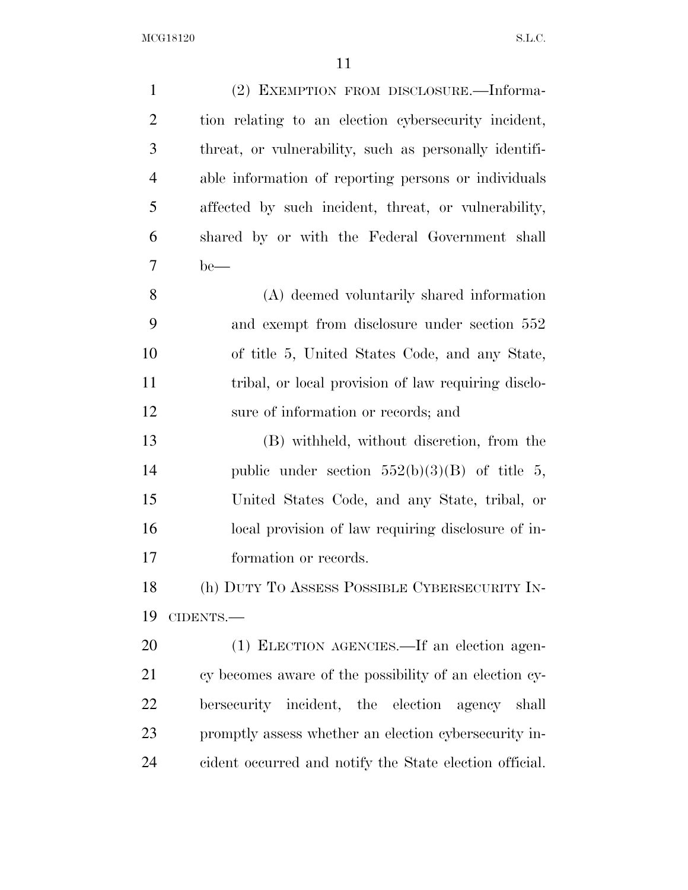(2) EXEMPTION FROM DISCLOSURE.—Information relating to an election cybersecurity incident, threat, or vulnerability, such as personally identifiable information of reporting persons or individuals affected by such incident, threat, or vulnerability, shared by or with the Federal Government shall be—

(A) deemed voluntarily shared information and exempt from disclosure under section 552 of title 5, United States Code, and any State, tribal, or local provision of law requiring disclosure of information or records; and

(B) withheld, without discretion, from the public under section 552(b)(3)(B) of title 5, United States Code, and any State, tribal, or local provision of law requiring disclosure of information or records.

(h) DUTY TO ASSESS POSSIBLE CYBERSECURITY INCIDENTS.—

(1) ELECTION AGENCIES.—If an election agency becomes aware of the possibility of an election cybersecurity incident, the election agency shall promptly assess whether an election cybersecurity incident occurred and notify the State election official.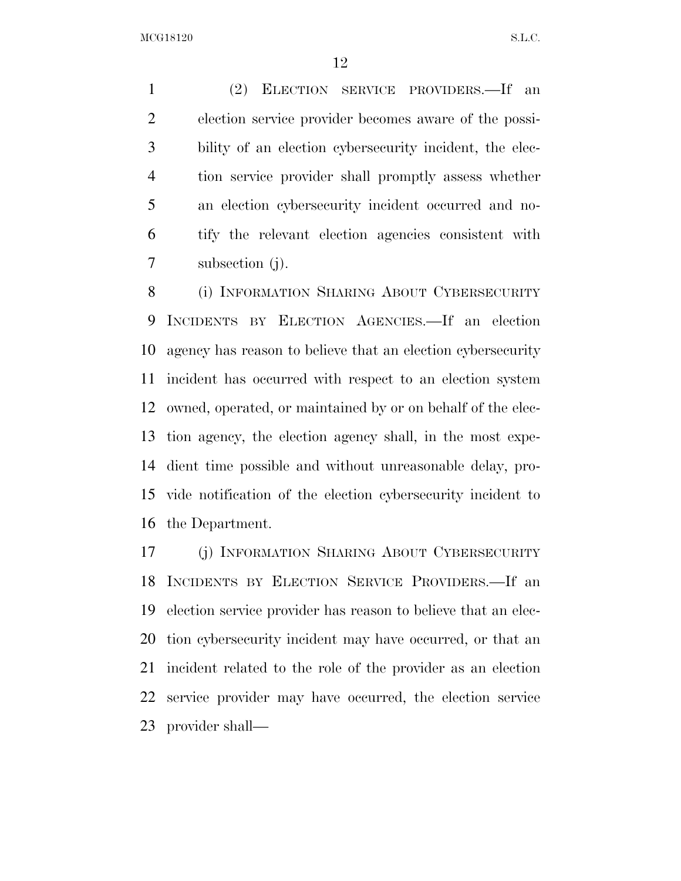(2) ELECTION SERVICE PROVIDERS.—If an election service provider becomes aware of the possibility of an election cybersecurity incident, the election service provider shall promptly assess whether an election cybersecurity incident occurred and notify the relevant election agencies consistent with subsection (j).

(i) INFORMATION SHARING ABOUT CYBERSECURITY INCIDENTS BY ELECTION AGENCIES.—If an election agency has reason to believe that an election cybersecurity incident has occurred with respect to an election system owned, operated, or maintained by or on behalf of the election agency, the election agency shall, in the most expedient time possible and without unreasonable delay, provide notification of the election cybersecurity incident to the Department.

(j) INFORMATION SHARING ABOUT CYBERSECURITY INCIDENTS BY ELECTION SERVICE PROVIDERS.—If an election service provider has reason to believe that an election cybersecurity incident may have occurred, or that an incident related to the role of the provider as an election service provider may have occurred, the election service provider shall—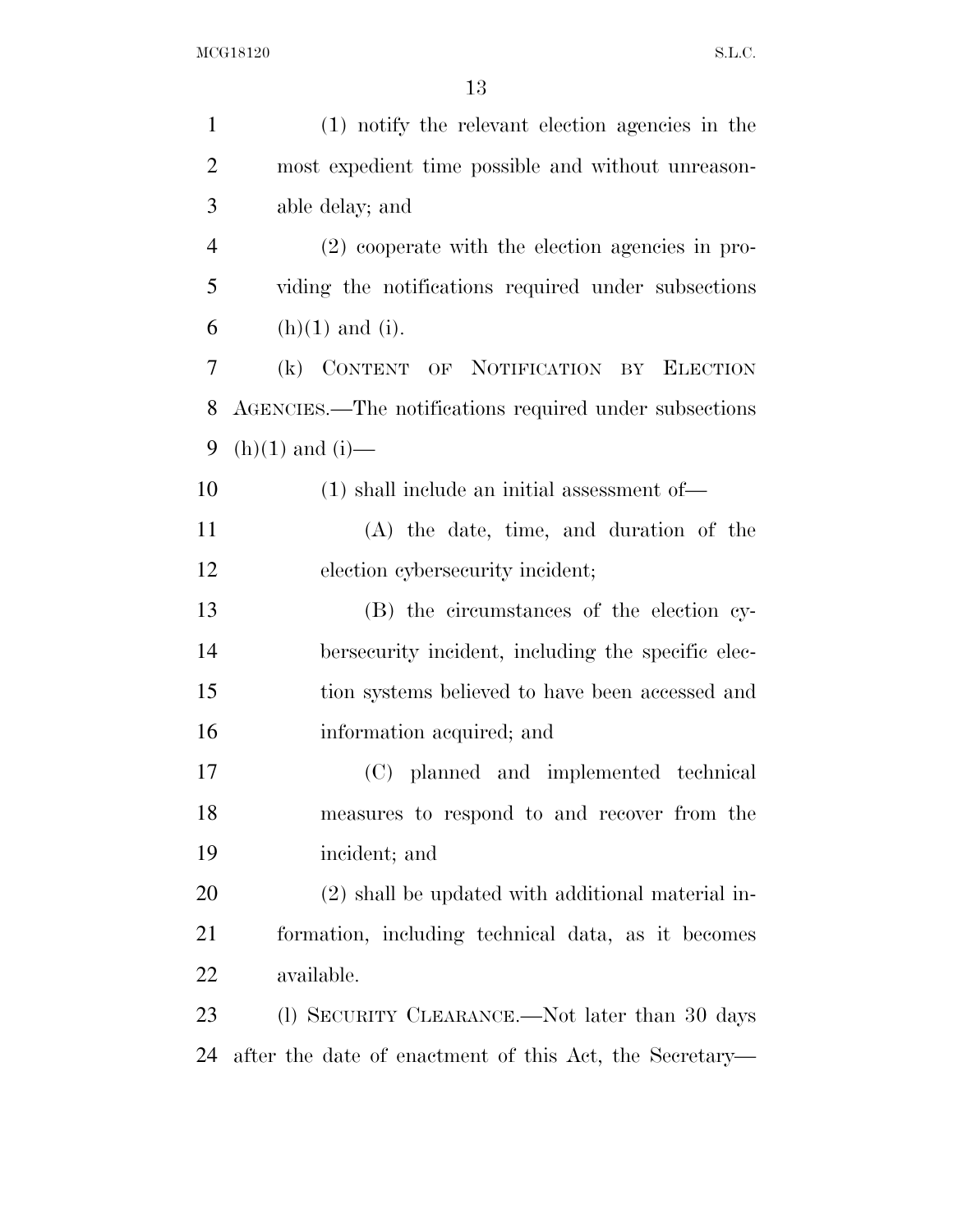(1) notify the relevant election agencies in the most expedient time possible and without unreasonable delay; and

(2) cooperate with the election agencies in providing the notifications required under subsections (h)(1) and (i).

(k) CONTENT OF NOTIFICATION BY ELECTION AGENCIES.—The notifications required under subsections (h)(1) and (i)—

(1) shall include an initial assessment of—

(A) the date, time, and duration of the election cybersecurity incident;

(B) the circumstances of the election cybersecurity incident, including the specific election systems believed to have been accessed and information acquired; and

(C) planned and implemented technical measures to respond to and recover from the incident; and

(2) shall be updated with additional material information, including technical data, as it becomes available.

(l) SECURITY CLEARANCE.—Not later than 30 days after the date of enactment of this Act, the Secretary—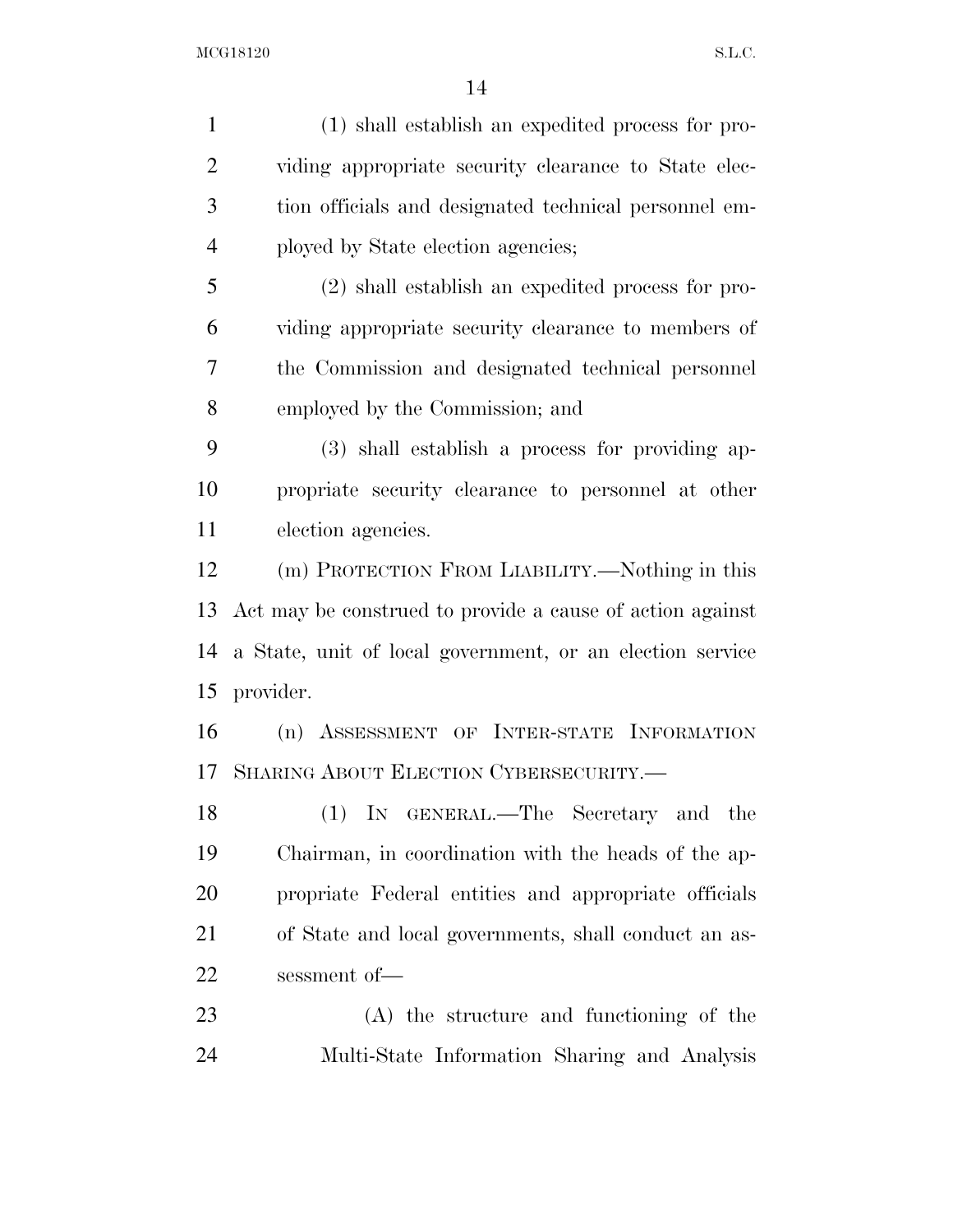(1) shall establish an expedited process for providing appropriate security clearance to State election officials and designated technical personnel employed by State election agencies;

(2) shall establish an expedited process for providing appropriate security clearance to members of the Commission and designated technical personnel employed by the Commission; and

(3) shall establish a process for providing appropriate security clearance to personnel at other election agencies.

(m) PROTECTION FROM LIABILITY.—Nothing in this Act may be construed to provide a cause of action against a State, unit of local government, or an election service provider.

(n) ASSESSMENT OF INTER-STATE INFORMATION SHARING ABOUT ELECTION CYBERSECURITY.—

(1) IN GENERAL.—The Secretary and the Chairman, in coordination with the heads of the appropriate Federal entities and appropriate officials of State and local governments, shall conduct an assessment of—

(A) the structure and functioning of the Multi-State Information Sharing and Analysis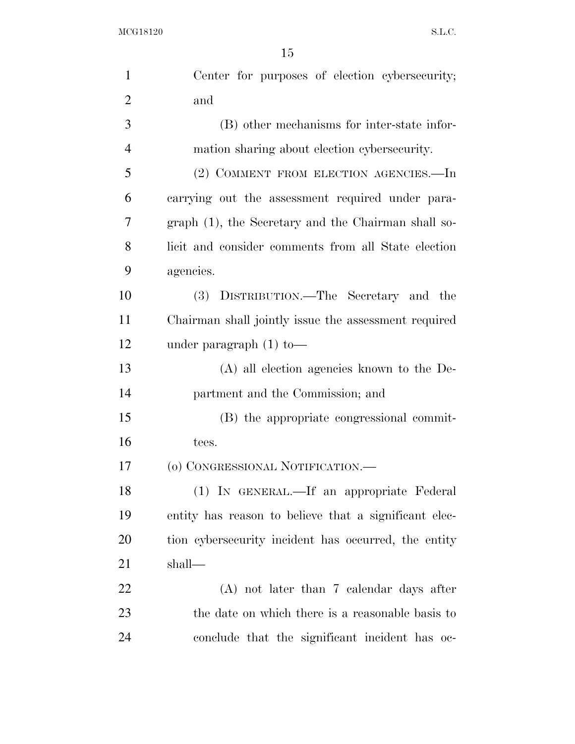Center for purposes of election cybersecurity; and

(B) other mechanisms for inter-state information sharing about election cybersecurity.

(2) COMMENT FROM ELECTION AGENCIES.—In carrying out the assessment required under paragraph (1), the Secretary and the Chairman shall solicit and consider comments from all State election agencies.

(3) DISTRIBUTION.—The Secretary and the Chairman shall jointly issue the assessment required under paragraph (1) to—

(A) all election agencies known to the Department and the Commission; and

(B) the appropriate congressional committees.

(o) CONGRESSIONAL NOTIFICATION.—

(1) IN GENERAL.—If an appropriate Federal entity has reason to believe that a significant election cybersecurity incident has occurred, the entity shall—

(A) not later than 7 calendar days after the date on which there is a reasonable basis to conclude that the significant incident has oc-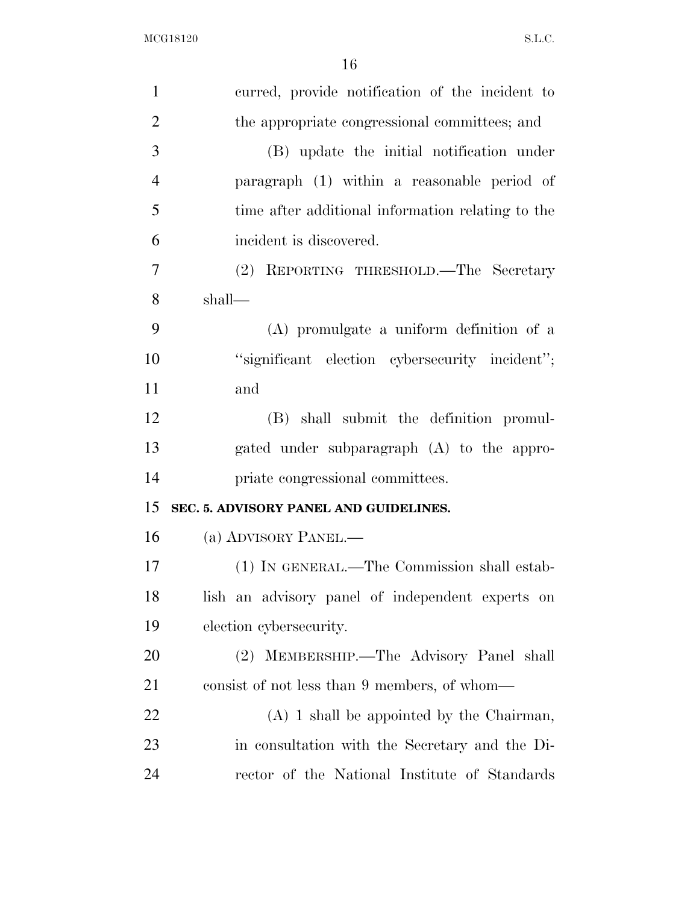curred, provide notification of the incident to the appropriate congressional committees; and

(B) update the initial notification under paragraph (1) within a reasonable period of time after additional information relating to the incident is discovered.

(2) REPORTING THRESHOLD.—The Secretary shall—

(A) promulgate a uniform definition of a ''significant election cybersecurity incident''; and

(B) shall submit the definition promulgated under subparagraph (A) to the appropriate congressional committees.

**SEC. 5. ADVISORY PANEL AND GUIDELINES.**

(a) ADVISORY PANEL.—

(1) IN GENERAL.—The Commission shall establish an advisory panel of independent experts on election cybersecurity.

(2) MEMBERSHIP.—The Advisory Panel shall consist of not less than 9 members, of whom—

(A) 1 shall be appointed by the Chairman, in consultation with the Secretary and the Director of the National Institute of Standards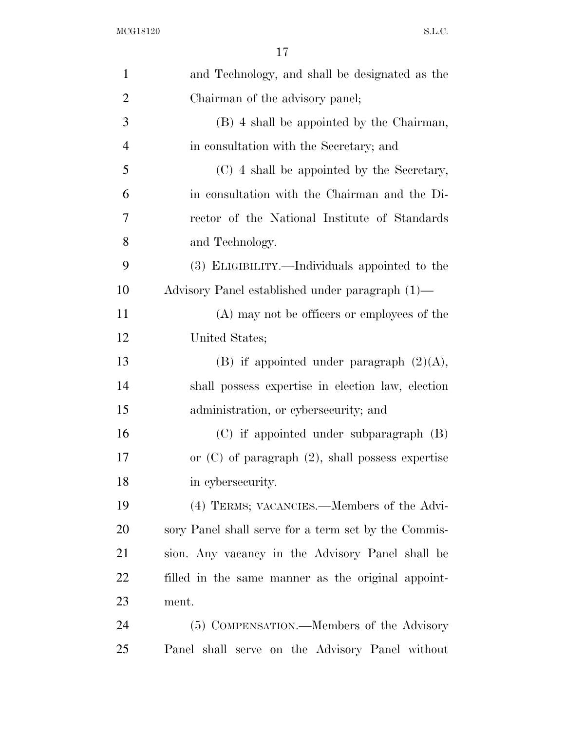and Technology, and shall be designated as the Chairman of the advisory panel;

(B) 4 shall be appointed by the Chairman, in consultation with the Secretary; and

(C) 4 shall be appointed by the Secretary, in consultation with the Chairman and the Director of the National Institute of Standards and Technology.

(3) ELIGIBILITY.—Individuals appointed to the Advisory Panel established under paragraph (1)—

(A) may not be officers or employees of the United States;

(B) if appointed under paragraph (2)(A), shall possess expertise in election law, election administration, or cybersecurity; and

(C) if appointed under subparagraph (B) or (C) of paragraph (2), shall possess expertise in cybersecurity.

(4) TERMS; VACANCIES.—Members of the Advisory Panel shall serve for a term set by the Commission. Any vacancy in the Advisory Panel shall be filled in the same manner as the original appointment.

(5) COMPENSATION.—Members of the Advisory Panel shall serve on the Advisory Panel without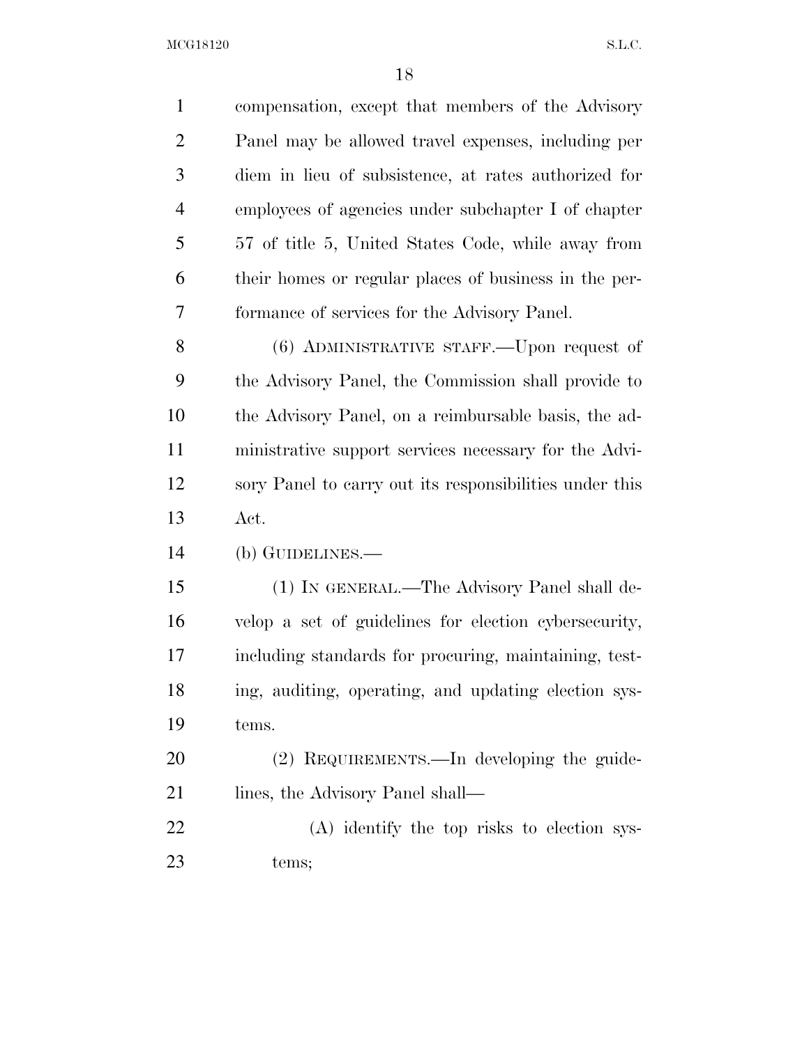compensation, except that members of the Advisory Panel may be allowed travel expenses, including per diem in lieu of subsistence, at rates authorized for employees of agencies under subchapter I of chapter 57 of title 5, United States Code, while away from their homes or regular places of business in the performance of services for the Advisory Panel.

(6) ADMINISTRATIVE STAFF.—Upon request of the Advisory Panel, the Commission shall provide to the Advisory Panel, on a reimbursable basis, the administrative support services necessary for the Advisory Panel to carry out its responsibilities under this Act.

(b) GUIDELINES.—

(1) IN GENERAL.—The Advisory Panel shall develop a set of guidelines for election cybersecurity, including standards for procuring, maintaining, testing, auditing, operating, and updating election systems.

(2) REQUIREMENTS.—In developing the guidelines, the Advisory Panel shall—

(A) identify the top risks to election systems;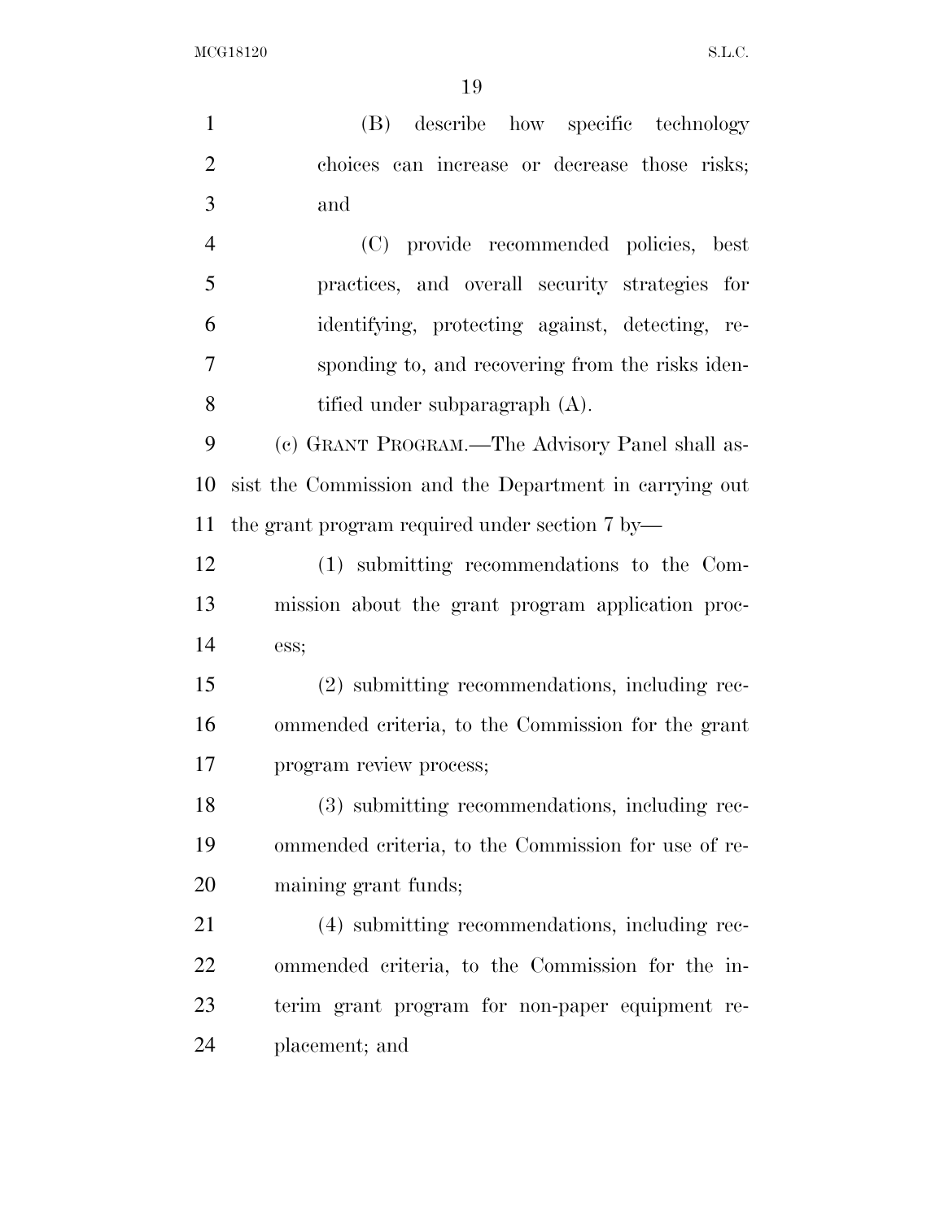(B) describe how specific technology choices can increase or decrease those risks; and

(C) provide recommended policies, best practices, and overall security strategies for identifying, protecting against, detecting, responding to, and recovering from the risks identified under subparagraph (A).

(c) GRANT PROGRAM.—The Advisory Panel shall assist the Commission and the Department in carrying out the grant program required under section 7 by—

(1) submitting recommendations to the Commission about the grant program application process;

(2) submitting recommendations, including recommended criteria, to the Commission for the grant program review process;

(3) submitting recommendations, including recommended criteria, to the Commission for use of remaining grant funds;

(4) submitting recommendations, including recommended criteria, to the Commission for the interim grant program for non-paper equipment replacement; and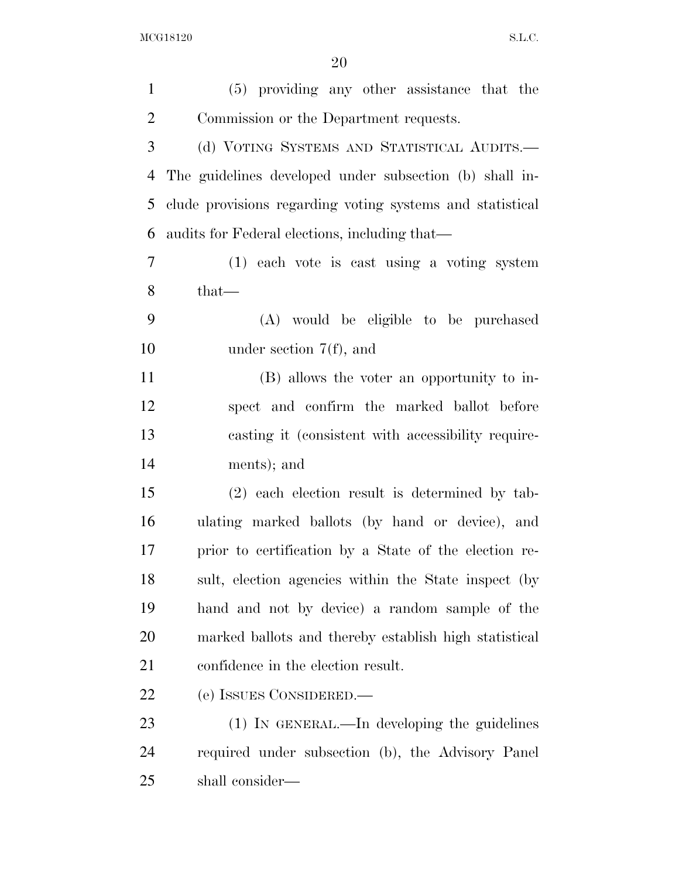(5) providing any other assistance that the Commission or the Department requests.

(d) VOTING SYSTEMS AND STATISTICAL AUDITS.—The guidelines developed under subsection (b) shall include provisions regarding voting systems and statistical audits for Federal elections, including that—

(1) each vote is cast using a voting system that—

(A) would be eligible to be purchased under section 7(f), and

(B) allows the voter an opportunity to inspect and confirm the marked ballot before casting it (consistent with accessibility requirements); and

(2) each election result is determined by tabulating marked ballots (by hand or device), and prior to certification by a State of the election result, election agencies within the State inspect (by hand and not by device) a random sample of the marked ballots and thereby establish high statistical confidence in the election result.

(e) ISSUES CONSIDERED.—

(1) IN GENERAL.—In developing the guidelines required under subsection (b), the Advisory Panel shall consider—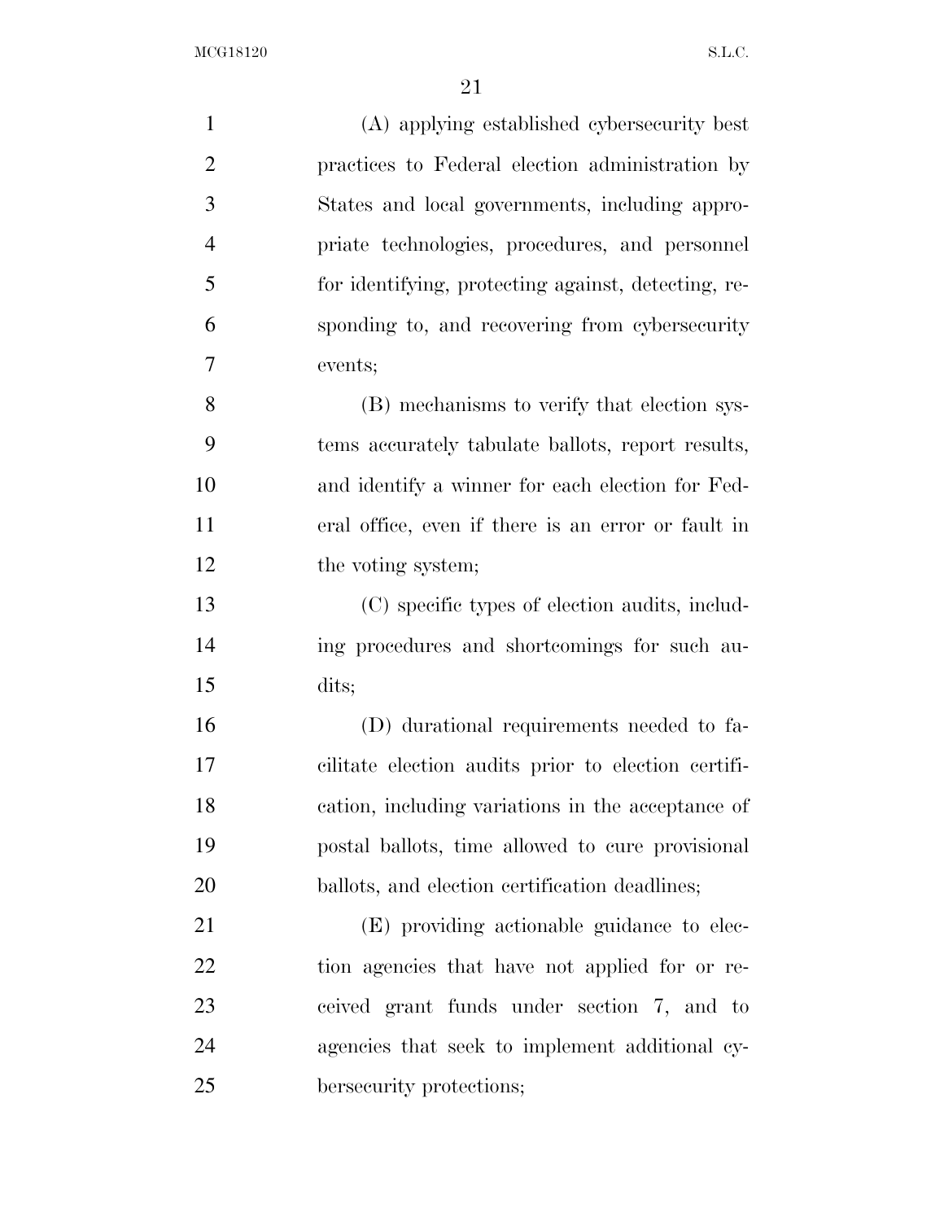(A) applying established cybersecurity best practices to Federal election administration by States and local governments, including appropriate technologies, procedures, and personnel for identifying, protecting against, detecting, responding to, and recovering from cybersecurity events;

(B) mechanisms to verify that election systems accurately tabulate ballots, report results, and identify a winner for each election for Federal office, even if there is an error or fault in the voting system;

(C) specific types of election audits, including procedures and shortcomings for such audits;

(D) durational requirements needed to facilitate election audits prior to election certification, including variations in the acceptance of postal ballots, time allowed to cure provisional ballots, and election certification deadlines;

(E) providing actionable guidance to election agencies that have not applied for or received grant funds under section 7, and to agencies that seek to implement additional cybersecurity protections;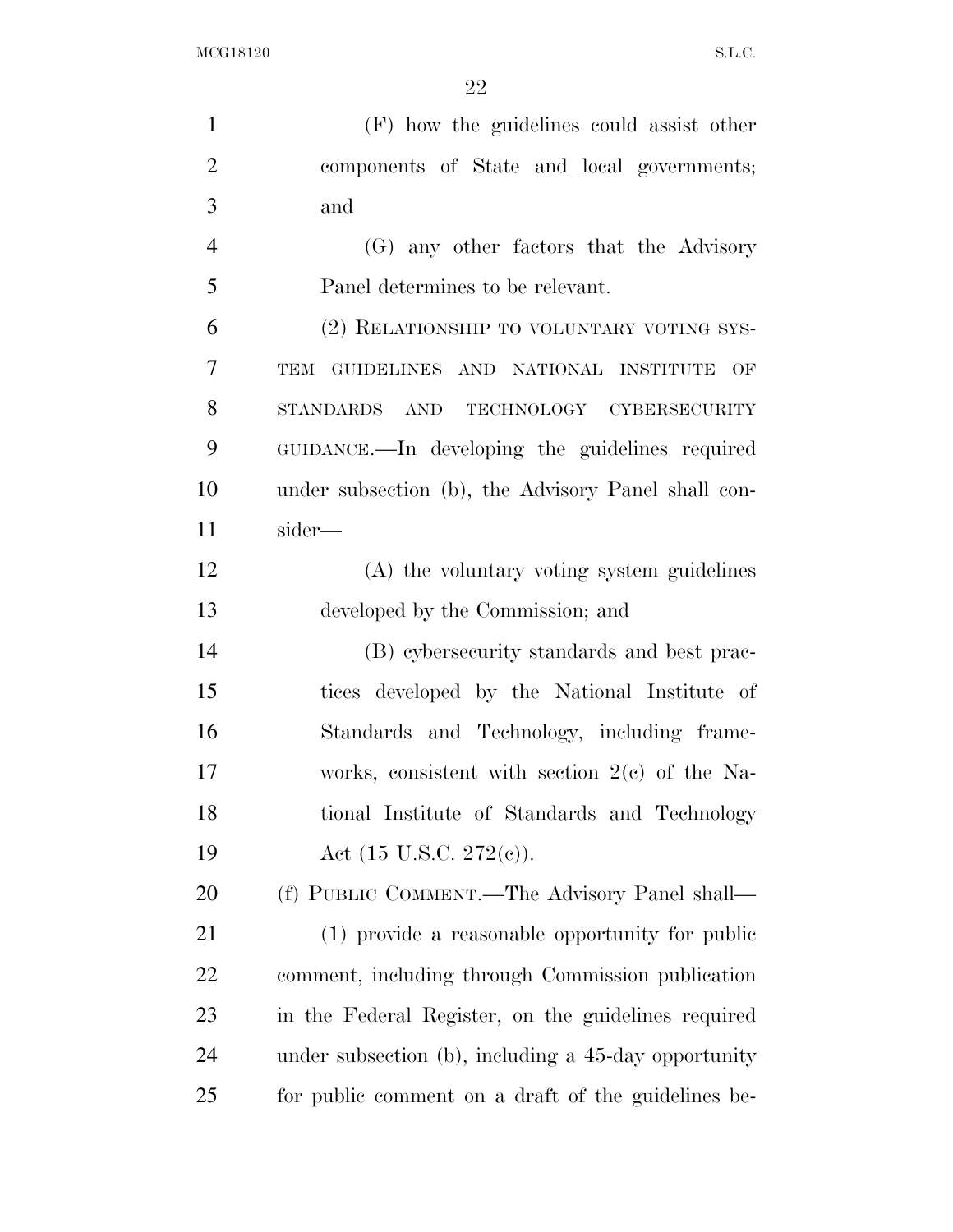(F) how the guidelines could assist other components of State and local governments; and

(G) any other factors that the Advisory Panel determines to be relevant.

(2) RELATIONSHIP TO VOLUNTARY VOTING SYSTEM GUIDELINES AND NATIONAL INSTITUTE OF STANDARDS AND TECHNOLOGY CYBERSECURITY GUIDANCE.—In developing the guidelines required under subsection (b), the Advisory Panel shall consider—

(A) the voluntary voting system guidelines developed by the Commission; and

(B) cybersecurity standards and best practices developed by the National Institute of Standards and Technology, including frameworks, consistent with section 2(c) of the National Institute of Standards and Technology Act (15 U.S.C. 272(c)).

(f) PUBLIC COMMENT.—The Advisory Panel shall—

(1) provide a reasonable opportunity for public comment, including through Commission publication in the Federal Register, on the guidelines required under subsection (b), including a 45-day opportunity for public comment on a draft of the guidelines be-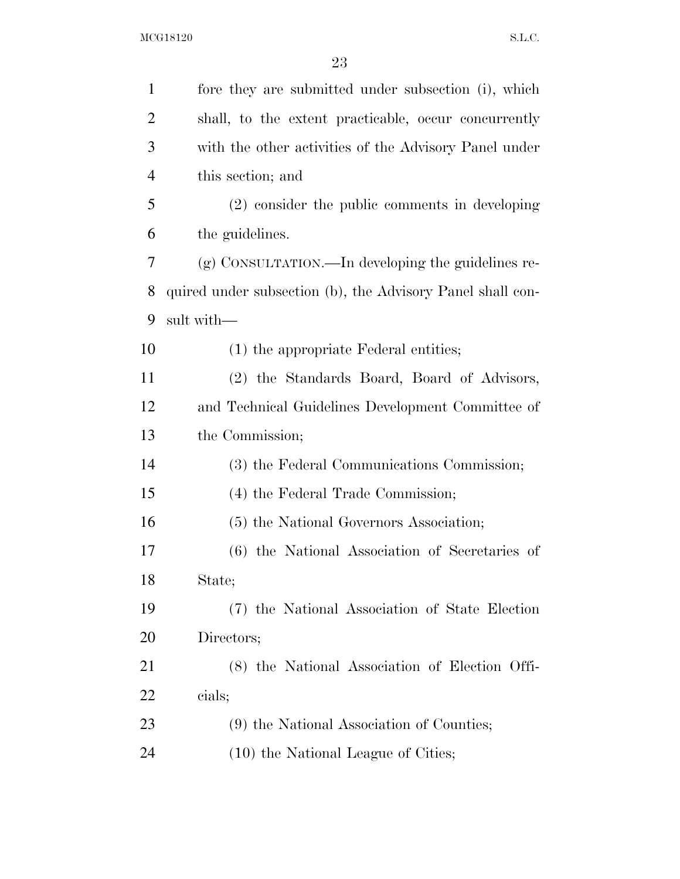fore they are submitted under subsection (i), which shall, to the extent practicable, occur concurrently with the other activities of the Advisory Panel under this section; and

(2) consider the public comments in developing the guidelines.

(g) CONSULTATION.—In developing the guidelines required under subsection (b), the Advisory Panel shall consult with—

(1) the appropriate Federal entities;

(2) the Standards Board, Board of Advisors, and Technical Guidelines Development Committee of the Commission;

(3) the Federal Communications Commission;

(4) the Federal Trade Commission;

(5) the National Governors Association;

(6) the National Association of Secretaries of State;

(7) the National Association of State Election Directors;

(8) the National Association of Election Officials;

(9) the National Association of Counties;

(10) the National League of Cities;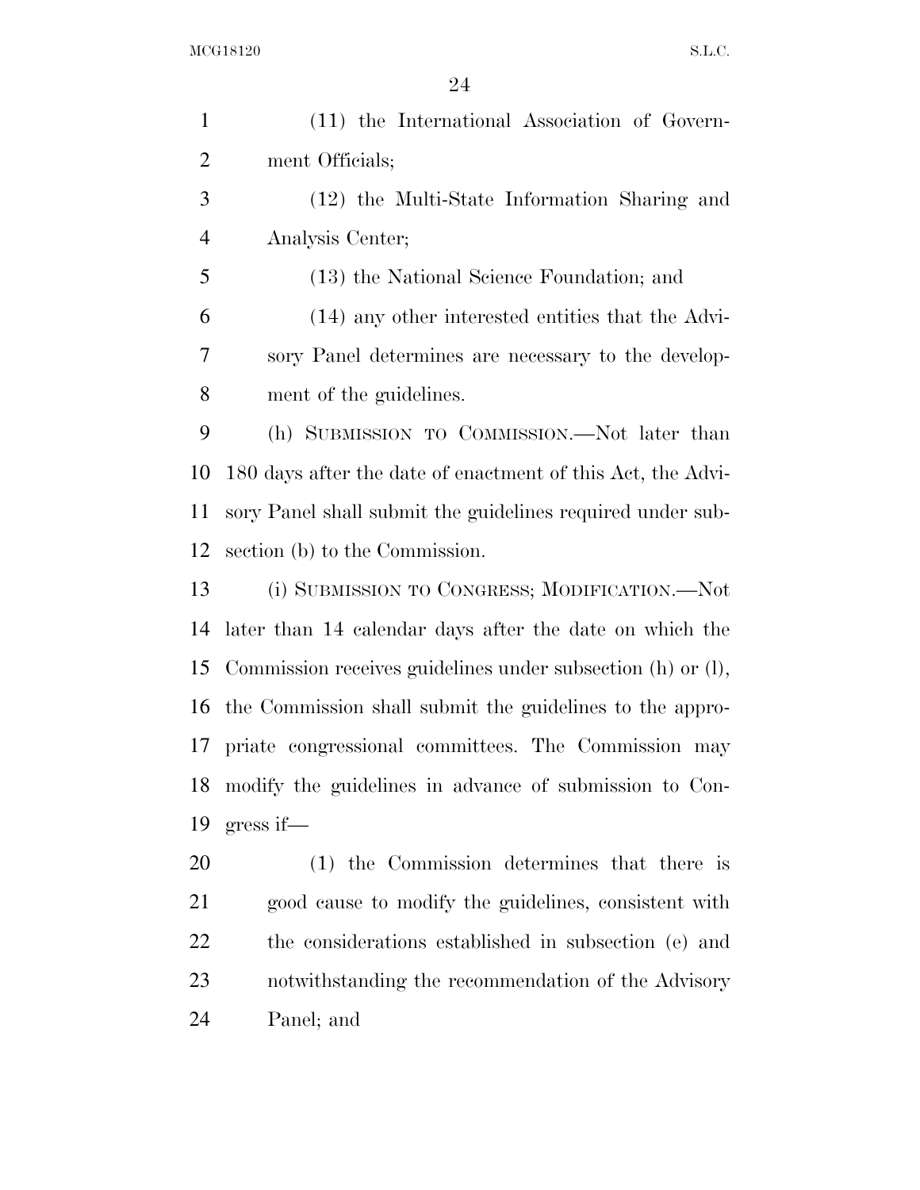(11) the International Association of Government Officials;

(12) the Multi-State Information Sharing and Analysis Center;

(13) the National Science Foundation; and

(14) any other interested entities that the Advisory Panel determines are necessary to the development of the guidelines.

(h) SUBMISSION TO COMMISSION.—Not later than 180 days after the date of enactment of this Act, the Advisory Panel shall submit the guidelines required under subsection (b) to the Commission.

(i) SUBMISSION TO CONGRESS; MODIFICATION.—Not later than 14 calendar days after the date on which the Commission receives guidelines under subsection (h) or (l), the Commission shall submit the guidelines to the appropriate congressional committees. The Commission may modify the guidelines in advance of submission to Congress if—

(1) the Commission determines that there is good cause to modify the guidelines, consistent with the considerations established in subsection (e) and notwithstanding the recommendation of the Advisory Panel; and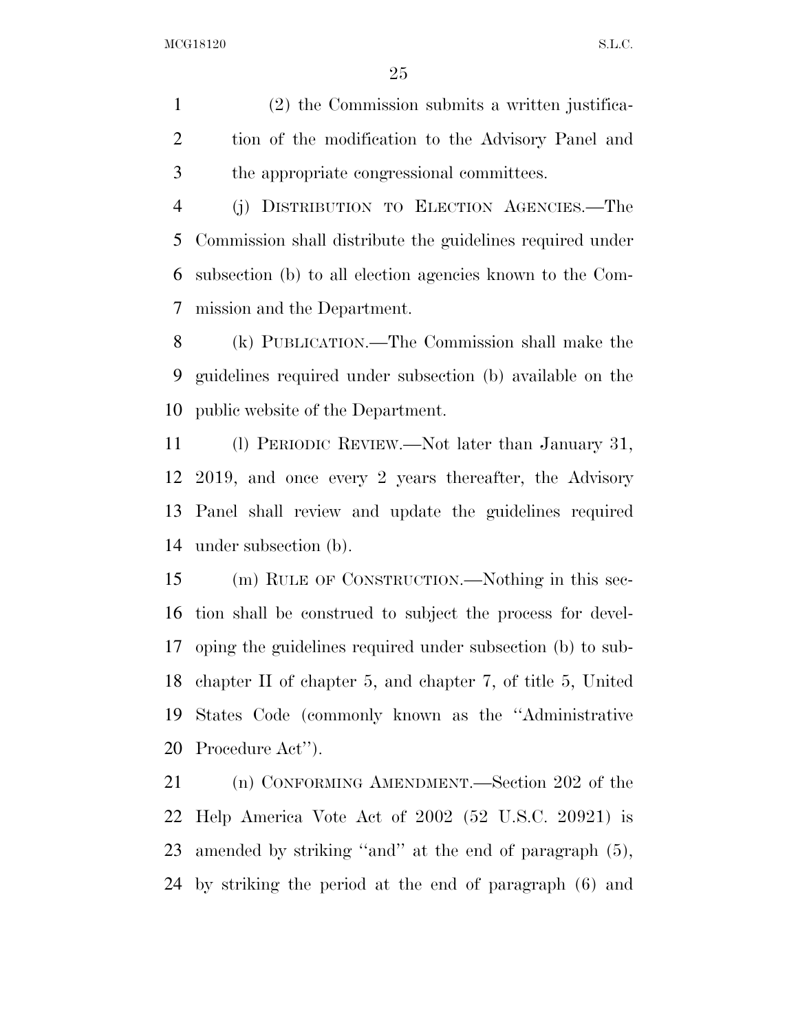(2) the Commission submits a written justification of the modification to the Advisory Panel and the appropriate congressional committees.

(j) DISTRIBUTION TO ELECTION AGENCIES.—The Commission shall distribute the guidelines required under subsection (b) to all election agencies known to the Commission and the Department.

(k) PUBLICATION.—The Commission shall make the guidelines required under subsection (b) available on the public website of the Department.

(l) PERIODIC REVIEW.—Not later than January 31, 2019, and once every 2 years thereafter, the Advisory Panel shall review and update the guidelines required under subsection (b).

(m) RULE OF CONSTRUCTION.—Nothing in this section shall be construed to subject the process for developing the guidelines required under subsection (b) to subchapter II of chapter 5, and chapter 7, of title 5, United States Code (commonly known as the ''Administrative Procedure Act'').

(n) CONFORMING AMENDMENT.—Section 202 of the Help America Vote Act of 2002 (52 U.S.C. 20921) is amended by striking ''and'' at the end of paragraph (5), by striking the period at the end of paragraph (6) and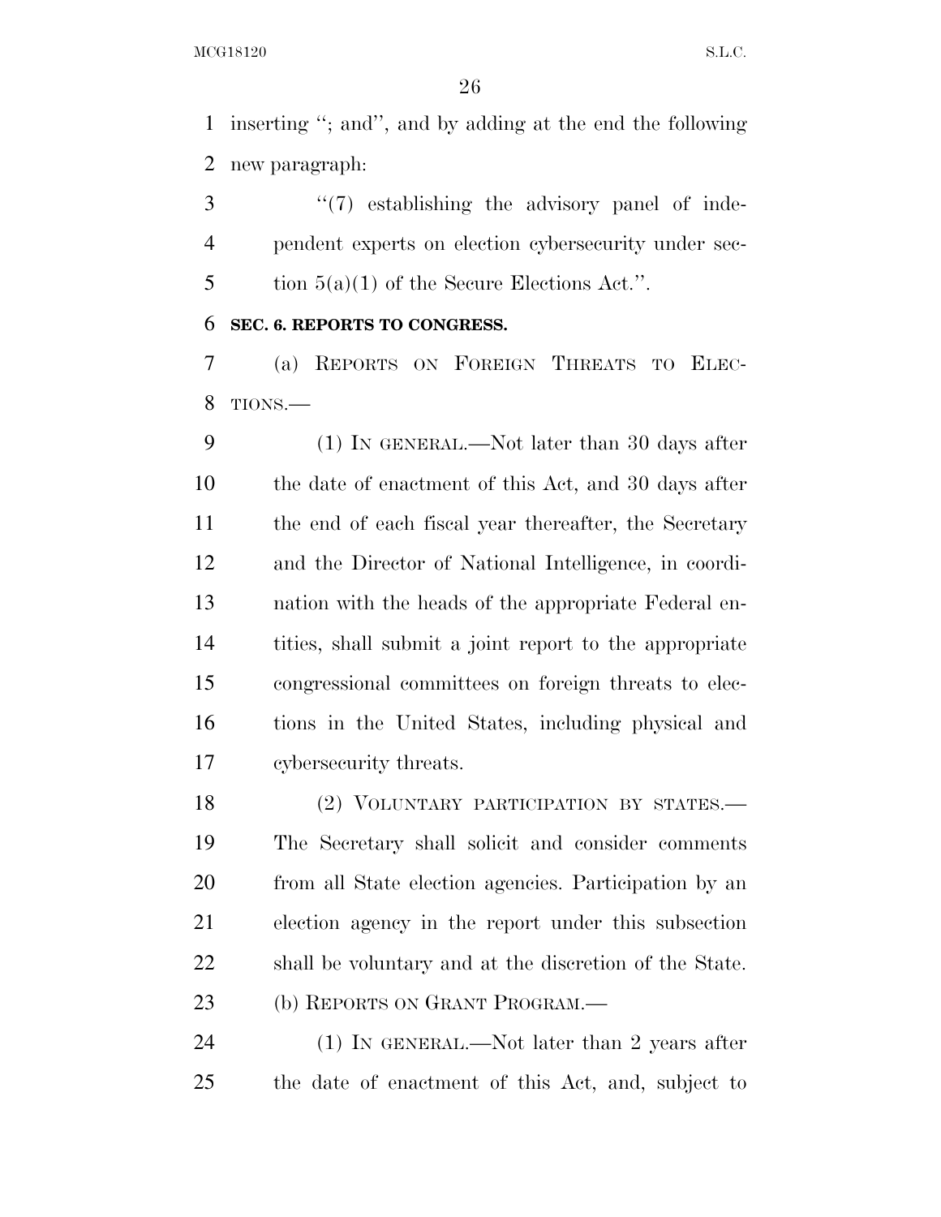inserting "; and", and by adding at the end the following new paragraph:

"(7) establishing the advisory panel of independent experts on election cybersecurity under section 5(a)(1) of the Secure Elections Act.".

**SEC. 6. REPORTS TO CONGRESS.**

(a) REPORTS ON FOREIGN THREATS TO ELECTIONS.—

(1) IN GENERAL.—Not later than 30 days after the date of enactment of this Act, and 30 days after the end of each fiscal year thereafter, the Secretary and the Director of National Intelligence, in coordination with the heads of the appropriate Federal entities, shall submit a joint report to the appropriate congressional committees on foreign threats to elections in the United States, including physical and cybersecurity threats.

(2) VOLUNTARY PARTICIPATION BY STATES.—The Secretary shall solicit and consider comments from all State election agencies. Participation by an election agency in the report under this subsection shall be voluntary and at the discretion of the State.

(b) REPORTS ON GRANT PROGRAM.—

(1) IN GENERAL.—Not later than 2 years after the date of enactment of this Act, and, subject to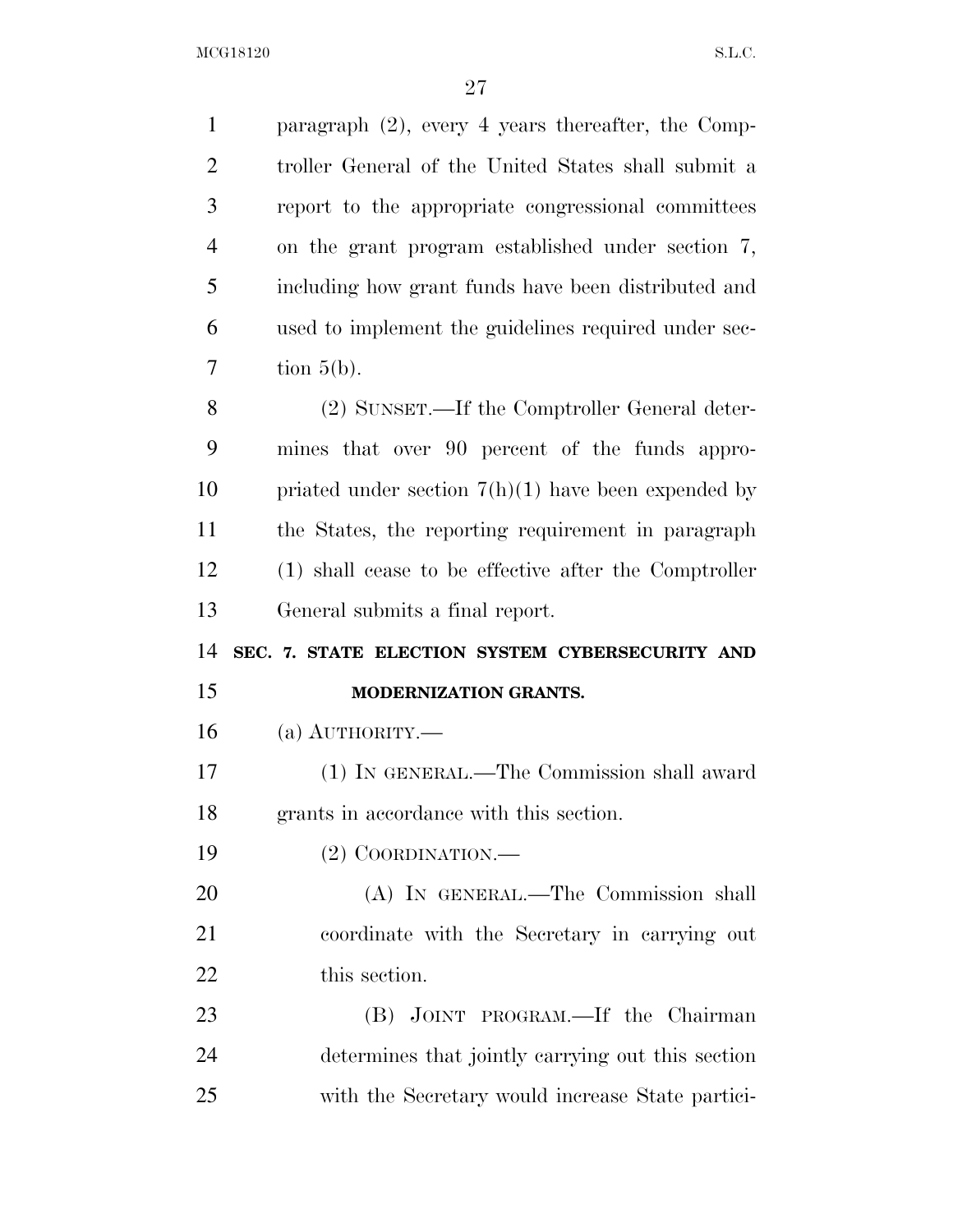paragraph (2), every 4 years thereafter, the Comptroller General of the United States shall submit a report to the appropriate congressional committees on the grant program established under section 7, including how grant funds have been distributed and used to implement the guidelines required under section 5(b).

(2) SUNSET.—If the Comptroller General determines that over 90 percent of the funds appropriated under section 7(h)(1) have been expended by the States, the reporting requirement in paragraph (1) shall cease to be effective after the Comptroller General submits a final report.

**SEC. 7. STATE ELECTION SYSTEM CYBERSECURITY AND MODERNIZATION GRANTS.**

(a) AUTHORITY.—

(1) IN GENERAL.—The Commission shall award grants in accordance with this section.

(2) COORDINATION.—

(A) IN GENERAL.—The Commission shall coordinate with the Secretary in carrying out this section.

(B) JOINT PROGRAM.—If the Chairman determines that jointly carrying out this section with the Secretary would increase State partici-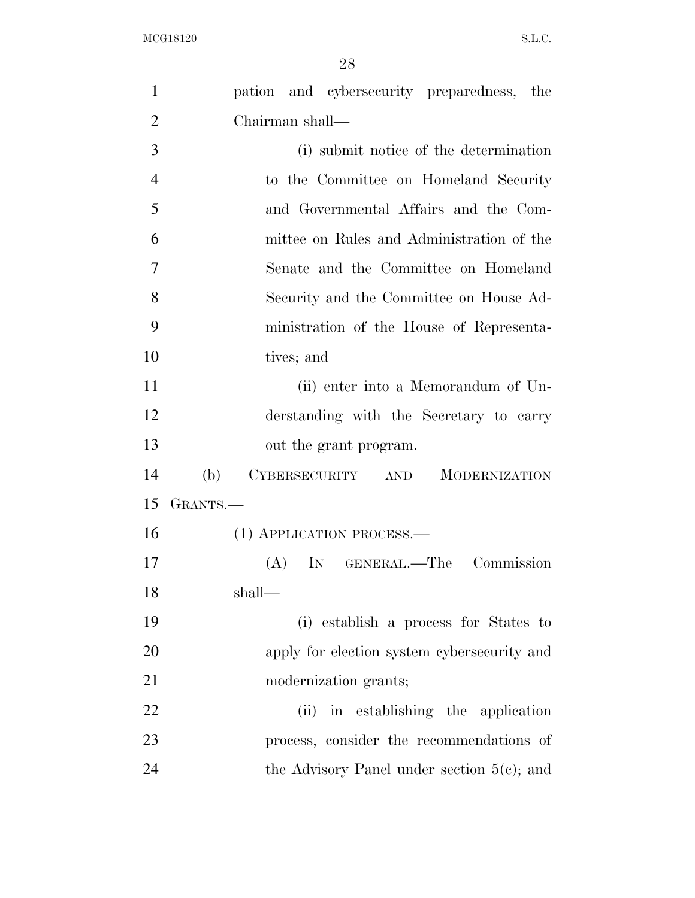pation and cybersecurity preparedness, the Chairman shall—

(i) submit notice of the determination to the Committee on Homeland Security and Governmental Affairs and the Committee on Rules and Administration of the Senate and the Committee on Homeland Security and the Committee on House Administration of the House of Representatives; and

(ii) enter into a Memorandum of Understanding with the Secretary to carry out the grant program.

(b) CYBERSECURITY AND MODERNIZATION GRANTS.—

(1) APPLICATION PROCESS.—

(A) IN GENERAL.—The Commission shall—

(i) establish a process for States to apply for election system cybersecurity and modernization grants;

(ii) in establishing the application process, consider the recommendations of the Advisory Panel under section 5(c); and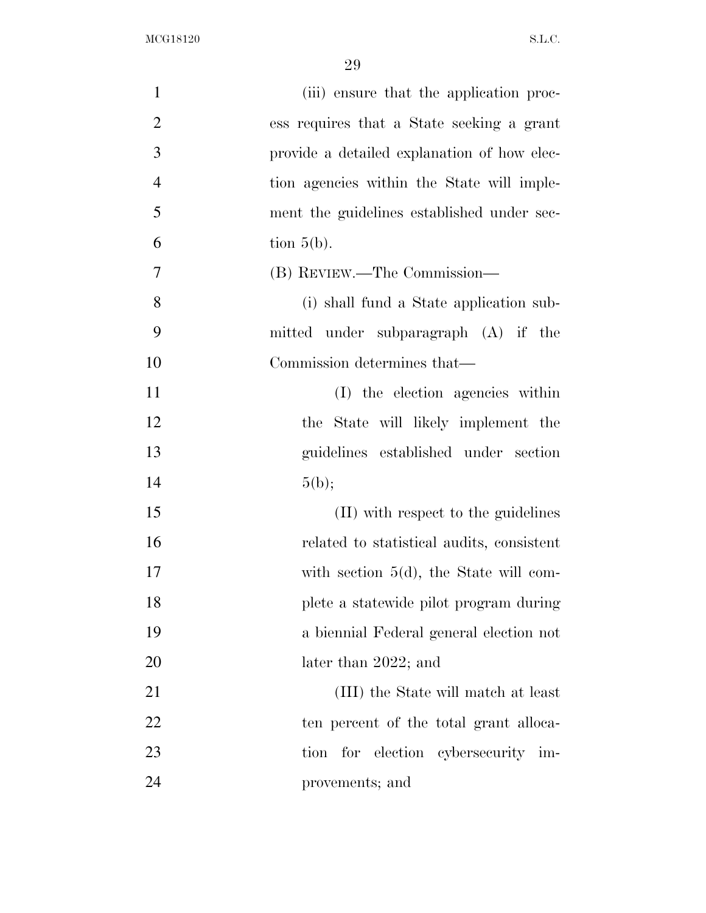(iii) ensure that the application process requires that a State seeking a grant provide a detailed explanation of how election agencies within the State will implement the guidelines established under section 5(b).

(B) REVIEW.—The Commission—

(i) shall fund a State application submitted under subparagraph (A) if the Commission determines that—

(I) the election agencies within the State will likely implement the guidelines established under section 5(b);

(II) with respect to the guidelines related to statistical audits, consistent with section 5(d), the State will complete a statewide pilot program during a biennial Federal general election not later than 2022; and

(III) the State will match at least ten percent of the total grant allocation for election cybersecurity improvements; and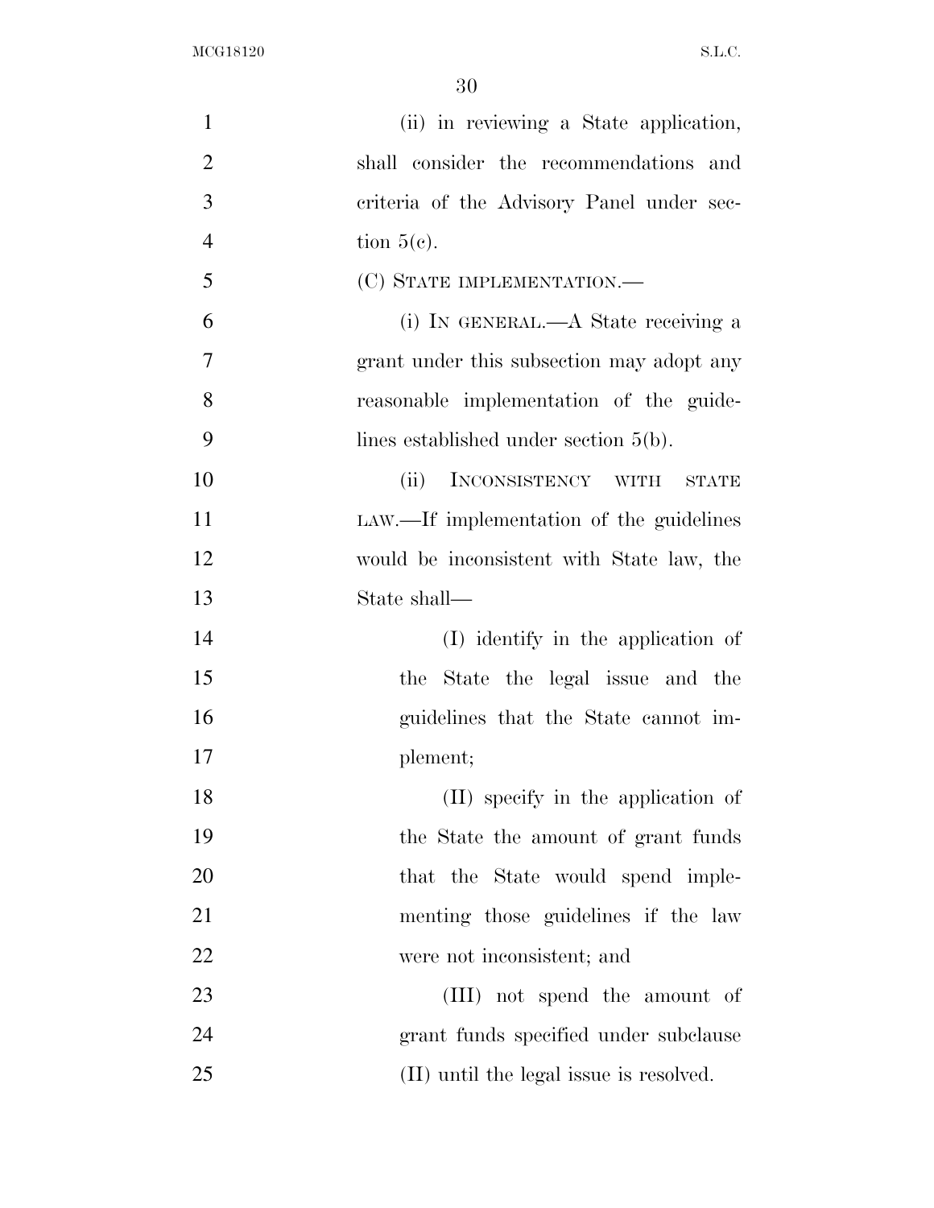(ii) in reviewing a State application, shall consider the recommendations and criteria of the Advisory Panel under section 5(c).

(C) STATE IMPLEMENTATION.—

(i) IN GENERAL.—A State receiving a grant under this subsection may adopt any reasonable implementation of the guidelines established under section 5(b).

(ii) INCONSISTENCY WITH STATE LAW.—If implementation of the guidelines would be inconsistent with State law, the State shall—

(I) identify in the application of the State the legal issue and the guidelines that the State cannot implement;

(II) specify in the application of the State the amount of grant funds that the State would spend implementing those guidelines if the law were not inconsistent; and

(III) not spend the amount of grant funds specified under subclause (II) until the legal issue is resolved.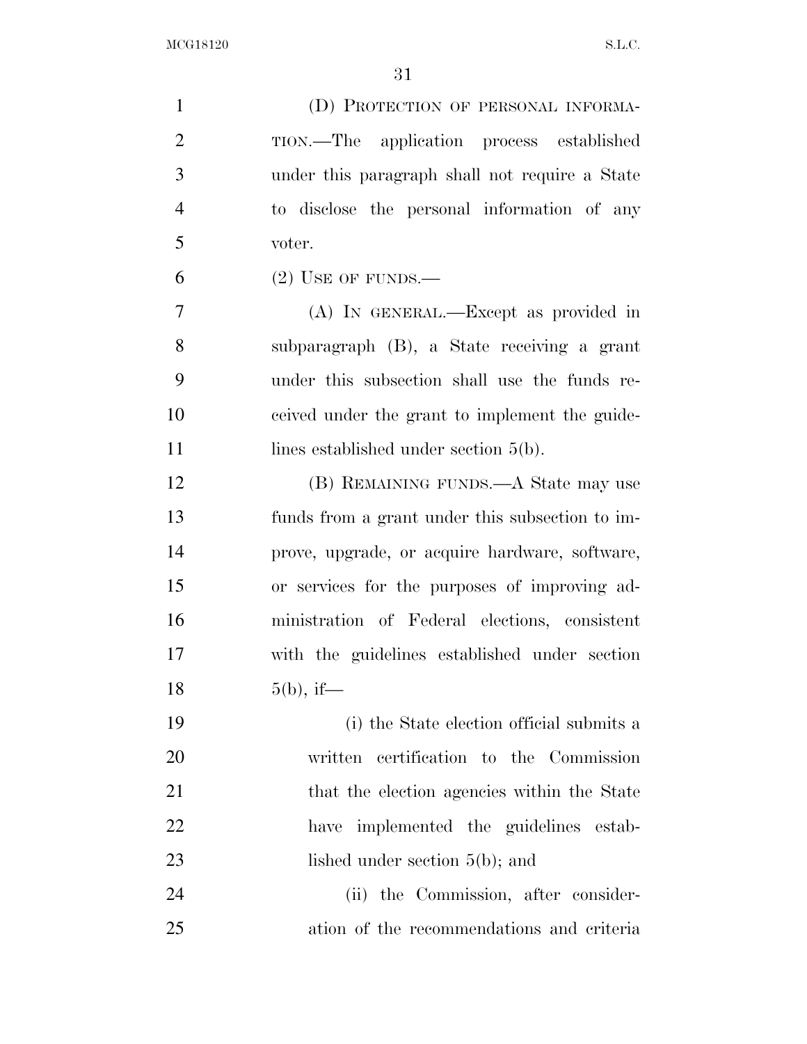(D) PROTECTION OF PERSONAL INFORMATION.—The application process established under this paragraph shall not require a State to disclose the personal information of any voter.

(2) USE OF FUNDS.—

(A) IN GENERAL.—Except as provided in subparagraph (B), a State receiving a grant under this subsection shall use the funds received under the grant to implement the guidelines established under section 5(b).

(B) REMAINING FUNDS.—A State may use funds from a grant under this subsection to improve, upgrade, or acquire hardware, software, or services for the purposes of improving administration of Federal elections, consistent with the guidelines established under section 5(b), if—

(i) the State election official submits a written certification to the Commission that the election agencies within the State have implemented the guidelines established under section 5(b); and

(ii) the Commission, after consideration of the recommendations and criteria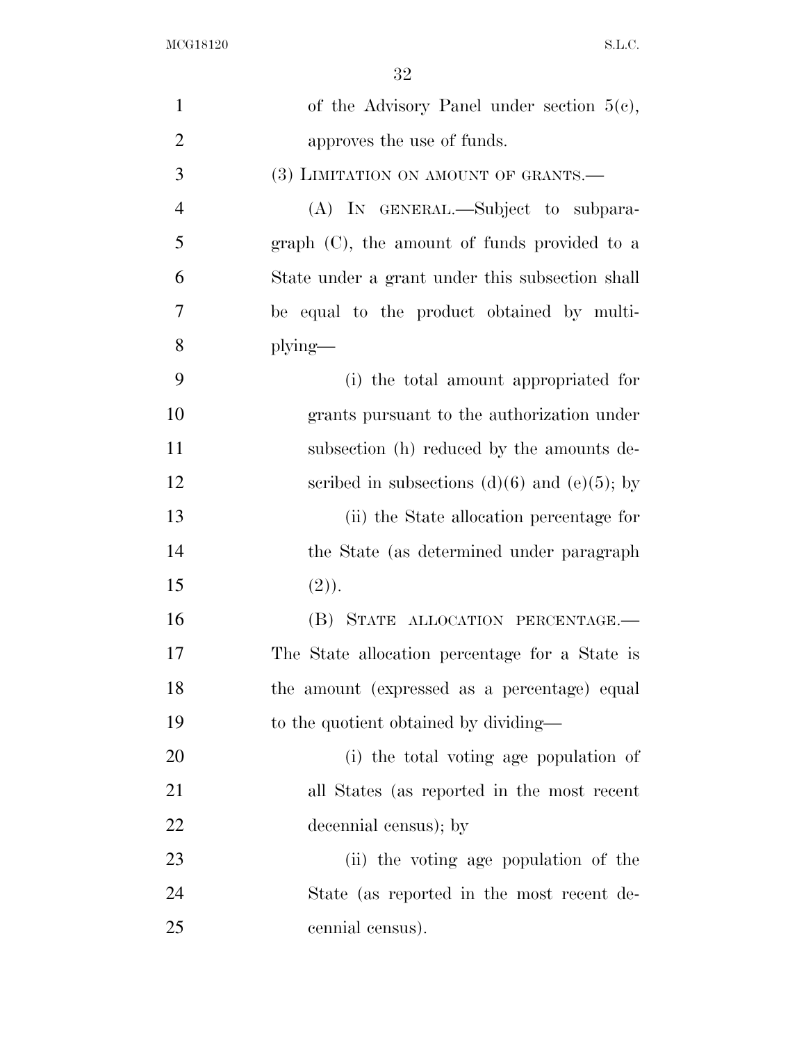of the Advisory Panel under section 5(c), approves the use of funds.

(3) LIMITATION ON AMOUNT OF GRANTS.—

(A) IN GENERAL.—Subject to subparagraph (C), the amount of funds provided to a State under a grant under this subsection shall be equal to the product obtained by multiplying—

(i) the total amount appropriated for grants pursuant to the authorization under subsection (h) reduced by the amounts described in subsections (d)(6) and (e)(5); by

(ii) the State allocation percentage for the State (as determined under paragraph (2)).

(B) STATE ALLOCATION PERCENTAGE.— The State allocation percentage for a State is the amount (expressed as a percentage) equal to the quotient obtained by dividing—

(i) the total voting age population of all States (as reported in the most recent decennial census); by

(ii) the voting age population of the State (as reported in the most recent decennial census).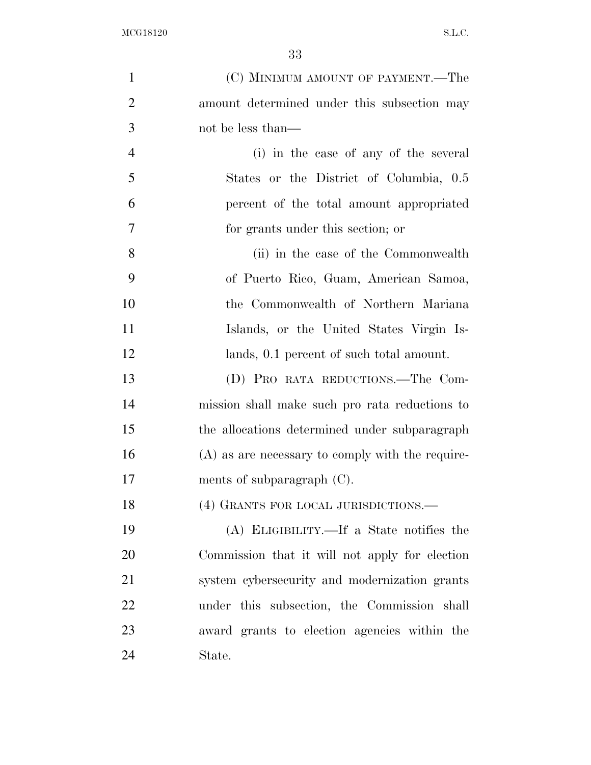(C) MINIMUM AMOUNT OF PAYMENT.—The amount determined under this subsection may not be less than—

(i) in the case of any of the several States or the District of Columbia, 0.5 percent of the total amount appropriated for grants under this section; or

(ii) in the case of the Commonwealth of Puerto Rico, Guam, American Samoa, the Commonwealth of Northern Mariana Islands, or the United States Virgin Islands, 0.1 percent of such total amount.

(D) PRO RATA REDUCTIONS.—The Commission shall make such pro rata reductions to the allocations determined under subparagraph (A) as are necessary to comply with the requirements of subparagraph (C).

(4) GRANTS FOR LOCAL JURISDICTIONS.—

(A) ELIGIBILITY.—If a State notifies the Commission that it will not apply for election system cybersecurity and modernization grants under this subsection, the Commission shall award grants to election agencies within the State.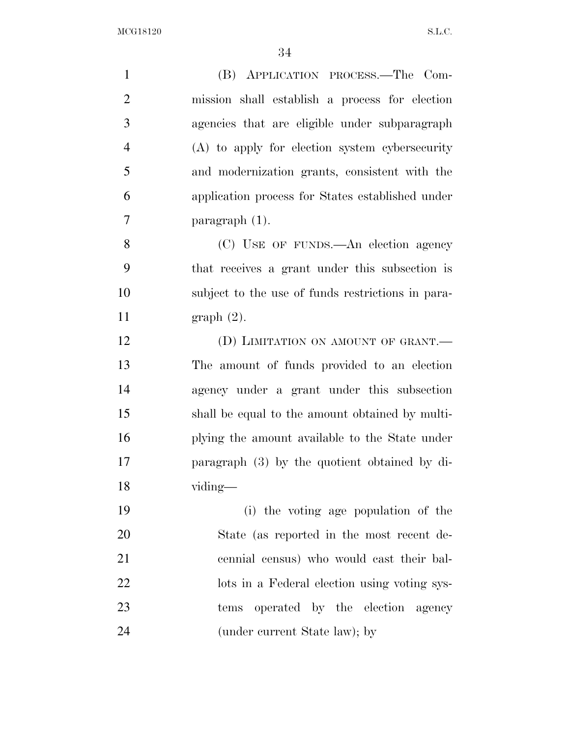(B) APPLICATION PROCESS.—The Commission shall establish a process for election agencies that are eligible under subparagraph (A) to apply for election system cybersecurity and modernization grants, consistent with the application process for States established under paragraph (1).

(C) USE OF FUNDS.—An election agency that receives a grant under this subsection is subject to the use of funds restrictions in paragraph (2).

(D) LIMITATION ON AMOUNT OF GRANT.—The amount of funds provided to an election agency under a grant under this subsection shall be equal to the amount obtained by multiplying the amount available to the State under paragraph (3) by the quotient obtained by dividing—

(i) the voting age population of the State (as reported in the most recent decennial census) who would cast their ballots in a Federal election using voting systems operated by the election agency (under current State law); by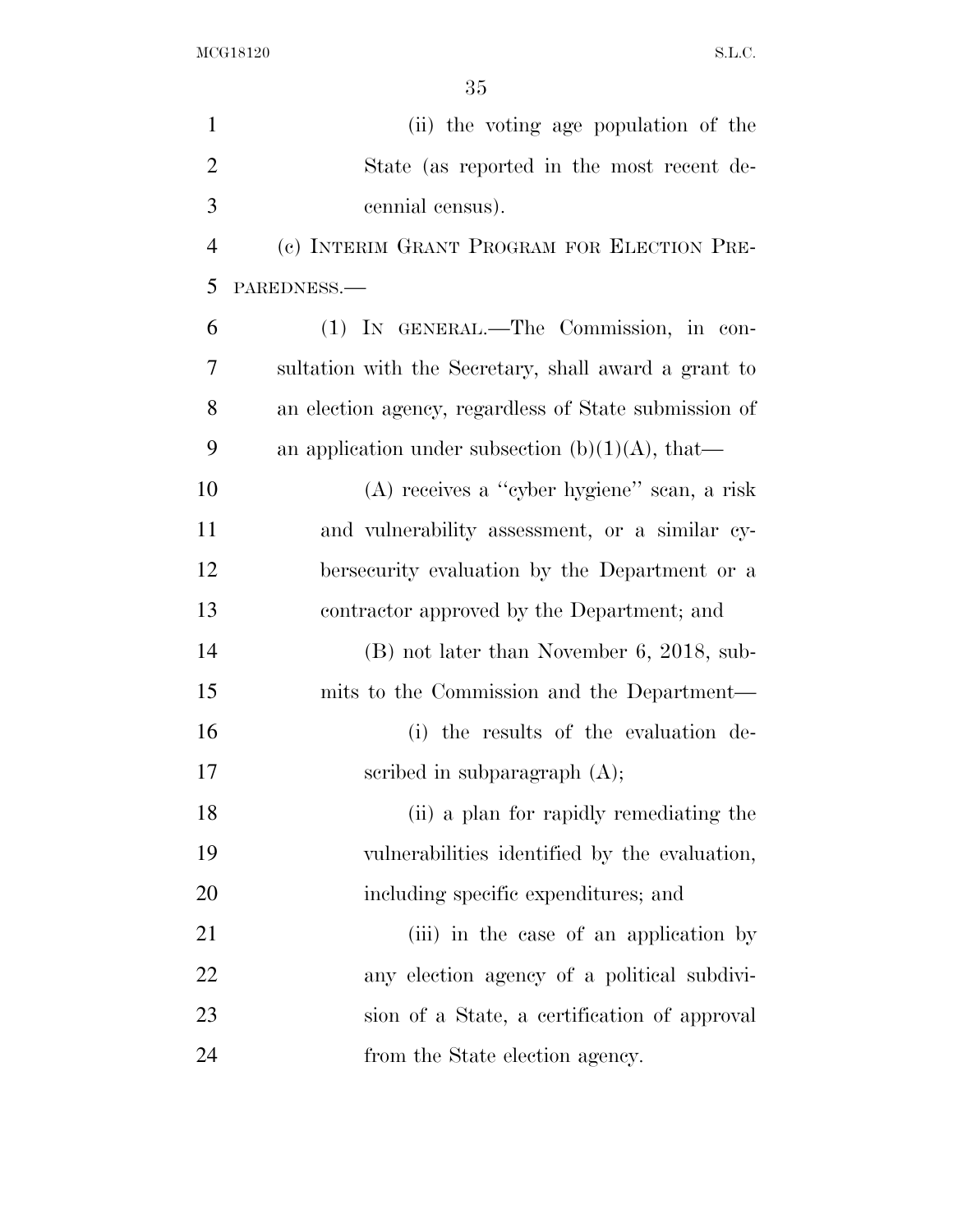(ii) the voting age population of the State (as reported in the most recent decennial census).

(c) INTERIM GRANT PROGRAM FOR ELECTION PREPAREDNESS.—

(1) IN GENERAL.—The Commission, in consultation with the Secretary, shall award a grant to an election agency, regardless of State submission of an application under subsection (b)(1)(A), that—

(A) receives a ''cyber hygiene'' scan, a risk and vulnerability assessment, or a similar cybersecurity evaluation by the Department or a contractor approved by the Department; and

(B) not later than November 6, 2018, submits to the Commission and the Department—

(i) the results of the evaluation described in subparagraph (A);

(ii) a plan for rapidly remediating the vulnerabilities identified by the evaluation, including specific expenditures; and

(iii) in the case of an application by any election agency of a political subdivision of a State, a certification of approval from the State election agency.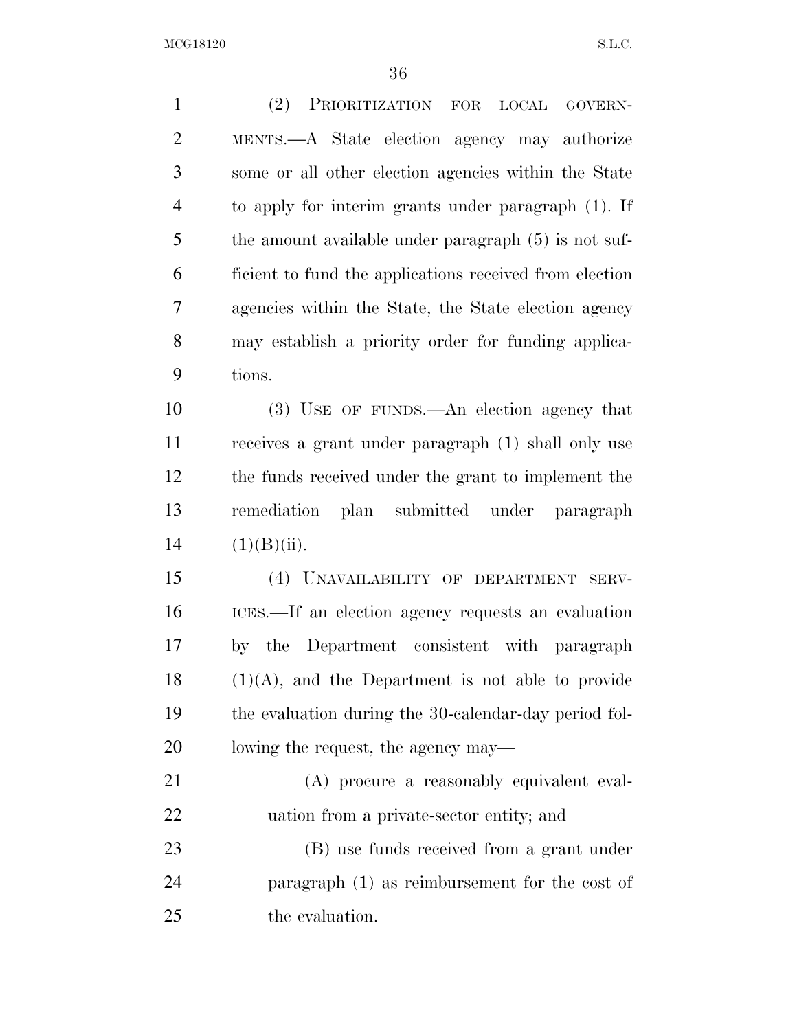(2) PRIORITIZATION FOR LOCAL GOVERNMENTS.—A State election agency may authorize some or all other election agencies within the State to apply for interim grants under paragraph (1). If the amount available under paragraph (5) is not sufficient to fund the applications received from election agencies within the State, the State election agency may establish a priority order for funding applications.

(3) USE OF FUNDS.—An election agency that receives a grant under paragraph (1) shall only use the funds received under the grant to implement the remediation plan submitted under paragraph (1)(B)(ii).

(4) UNAVAILABILITY OF DEPARTMENT SERVICES.—If an election agency requests an evaluation by the Department consistent with paragraph (1)(A), and the Department is not able to provide the evaluation during the 30-calendar-day period following the request, the agency may—

(A) procure a reasonably equivalent evaluation from a private-sector entity; and

(B) use funds received from a grant under paragraph (1) as reimbursement for the cost of the evaluation.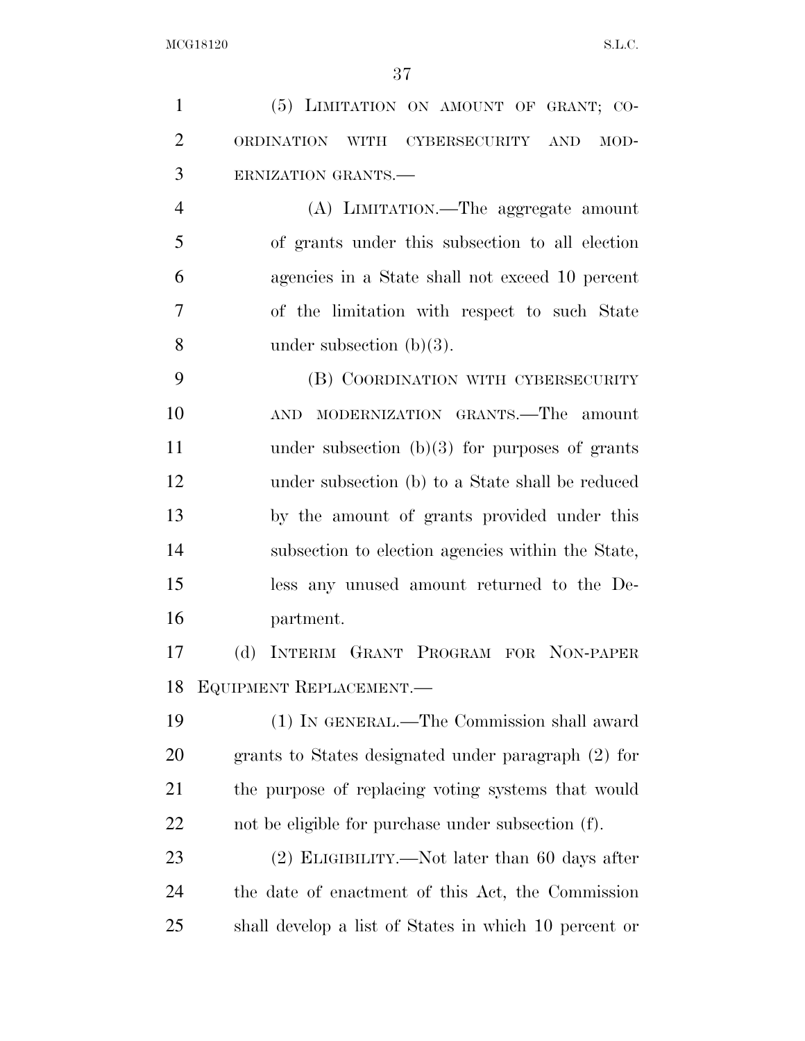(5) LIMITATION ON AMOUNT OF GRANT; COORDINATION WITH CYBERSECURITY AND MODERNIZATION GRANTS.—

(A) LIMITATION.—The aggregate amount of grants under this subsection to all election agencies in a State shall not exceed 10 percent of the limitation with respect to such State under subsection (b)(3).

(B) COORDINATION WITH CYBERSECURITY AND MODERNIZATION GRANTS.—The amount under subsection (b)(3) for purposes of grants under subsection (b) to a State shall be reduced by the amount of grants provided under this subsection to election agencies within the State, less any unused amount returned to the Department.

(d) INTERIM GRANT PROGRAM FOR NON-PAPER EQUIPMENT REPLACEMENT.—

(1) IN GENERAL.—The Commission shall award grants to States designated under paragraph (2) for the purpose of replacing voting systems that would not be eligible for purchase under subsection (f).

(2) ELIGIBILITY.—Not later than 60 days after the date of enactment of this Act, the Commission shall develop a list of States in which 10 percent or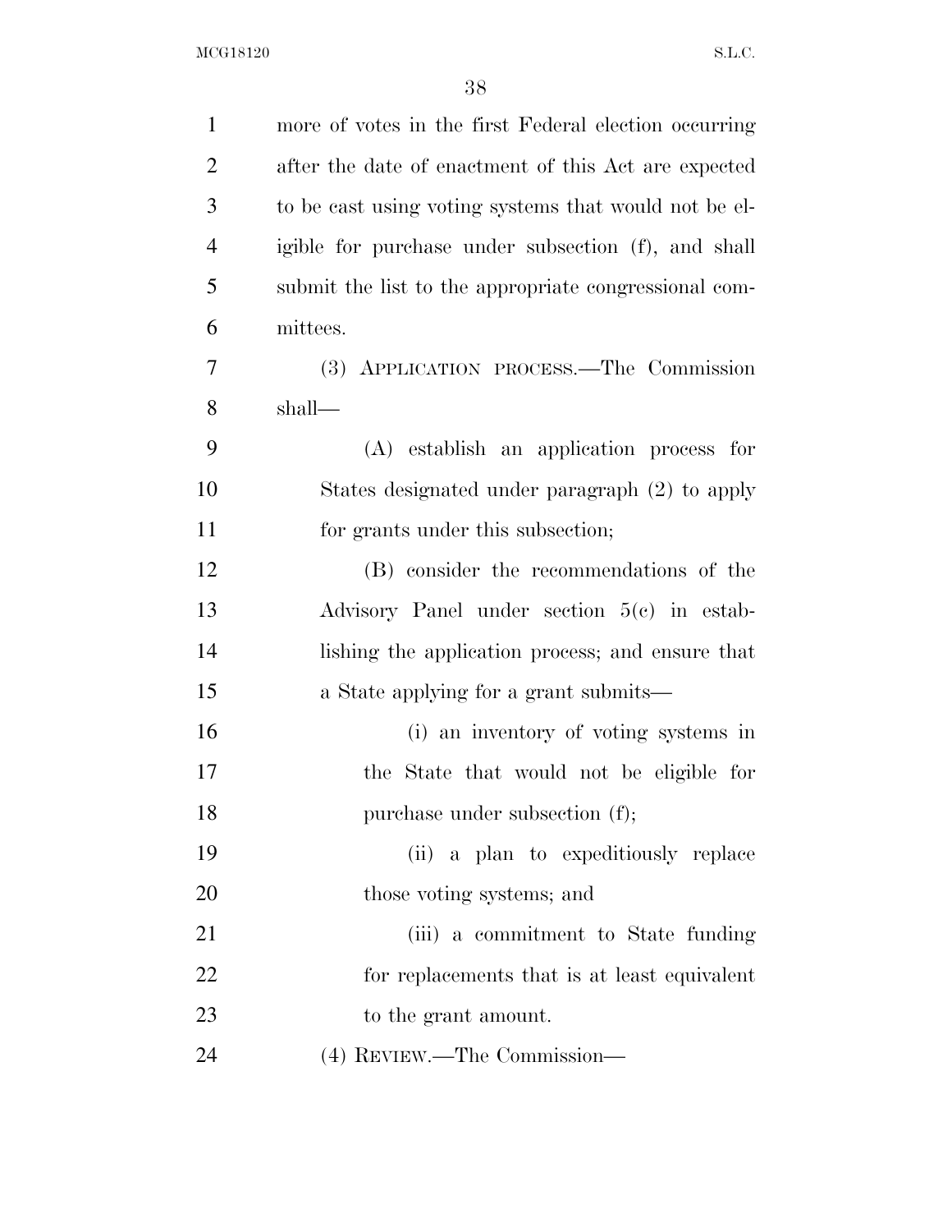more of votes in the first Federal election occurring after the date of enactment of this Act are expected to be cast using voting systems that would not be eligible for purchase under subsection (f), and shall submit the list to the appropriate congressional committees.

(3) APPLICATION PROCESS.—The Commission shall—

(A) establish an application process for States designated under paragraph (2) to apply for grants under this subsection;

(B) consider the recommendations of the Advisory Panel under section 5(c) in establishing the application process; and ensure that a State applying for a grant submits—

(i) an inventory of voting systems in the State that would not be eligible for purchase under subsection (f);

(ii) a plan to expeditiously replace those voting systems; and

(iii) a commitment to State funding for replacements that is at least equivalent to the grant amount.

(4) REVIEW.—The Commission—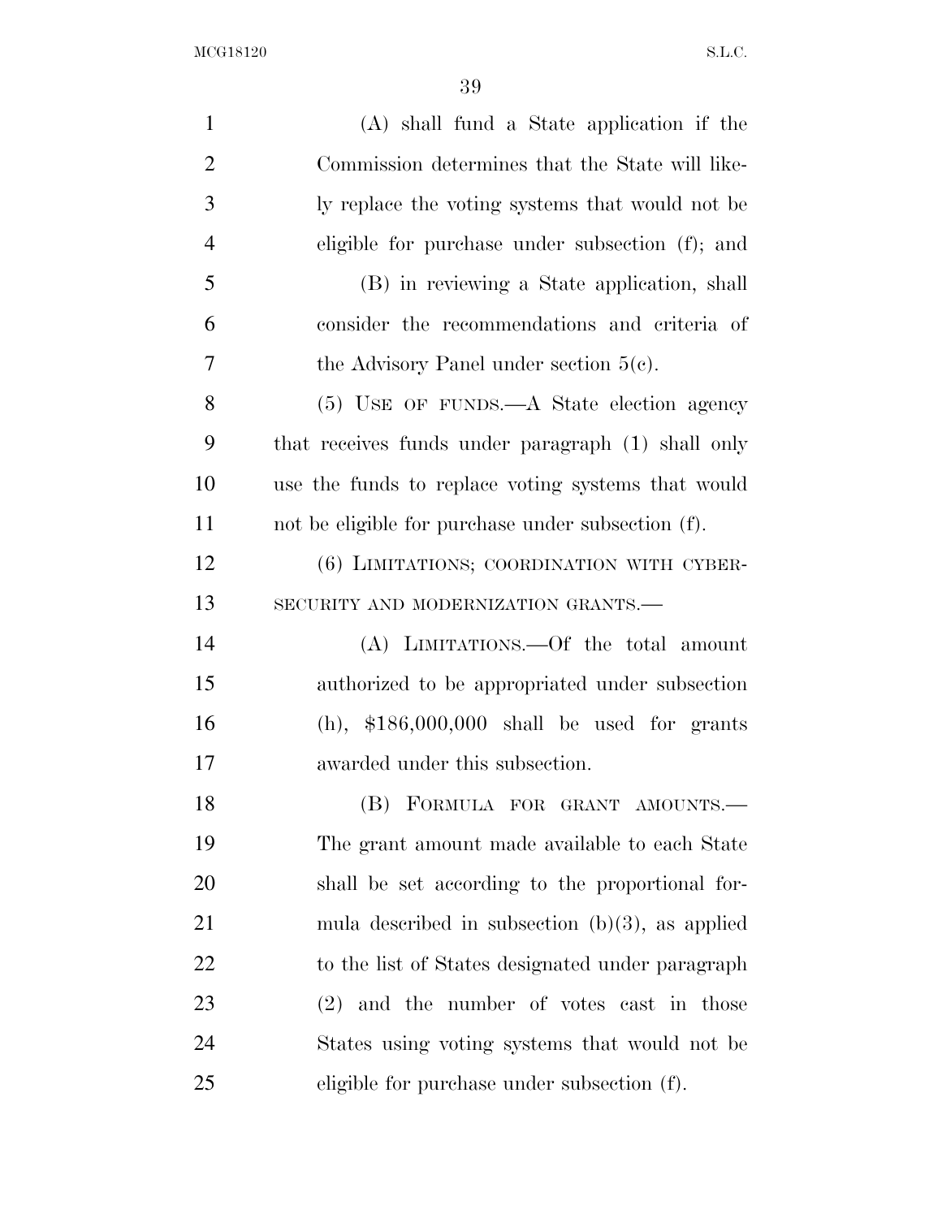(A) shall fund a State application if the Commission determines that the State will likely replace the voting systems that would not be eligible for purchase under subsection (f); and

(B) in reviewing a State application, shall consider the recommendations and criteria of the Advisory Panel under section 5(c).

(5) USE OF FUNDS.—A State election agency that receives funds under paragraph (1) shall only use the funds to replace voting systems that would not be eligible for purchase under subsection (f).

(6) LIMITATIONS; COORDINATION WITH CYBERSECURITY AND MODERNIZATION GRANTS.—

(A) LIMITATIONS.—Of the total amount authorized to be appropriated under subsection (h), $186,000,000 shall be used for grants awarded under this subsection.

(B) FORMULA FOR GRANT AMOUNTS.—The grant amount made available to each State shall be set according to the proportional formula described in subsection (b)(3), as applied to the list of States designated under paragraph (2) and the number of votes cast in those States using voting systems that would not be eligible for purchase under subsection (f).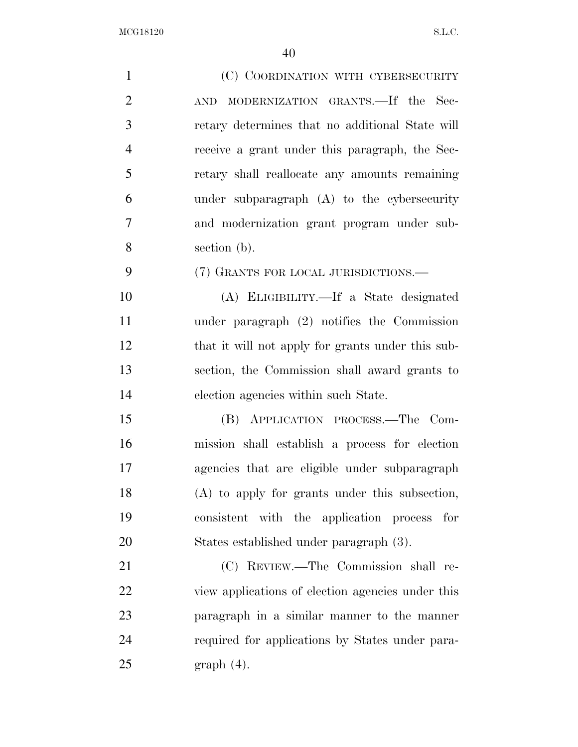(C) COORDINATION WITH CYBERSECURITY AND MODERNIZATION GRANTS.—If the Secretary determines that no additional State will receive a grant under this paragraph, the Secretary shall reallocate any amounts remaining under subparagraph (A) to the cybersecurity and modernization grant program under subsection (b).

(7) GRANTS FOR LOCAL JURISDICTIONS.—

(A) ELIGIBILITY.—If a State designated under paragraph (2) notifies the Commission that it will not apply for grants under this subsection, the Commission shall award grants to election agencies within such State.

(B) APPLICATION PROCESS.—The Commission shall establish a process for election agencies that are eligible under subparagraph (A) to apply for grants under this subsection, consistent with the application process for States established under paragraph (3).

(C) REVIEW.—The Commission shall review applications of election agencies under this paragraph in a similar manner to the manner required for applications by States under paragraph (4).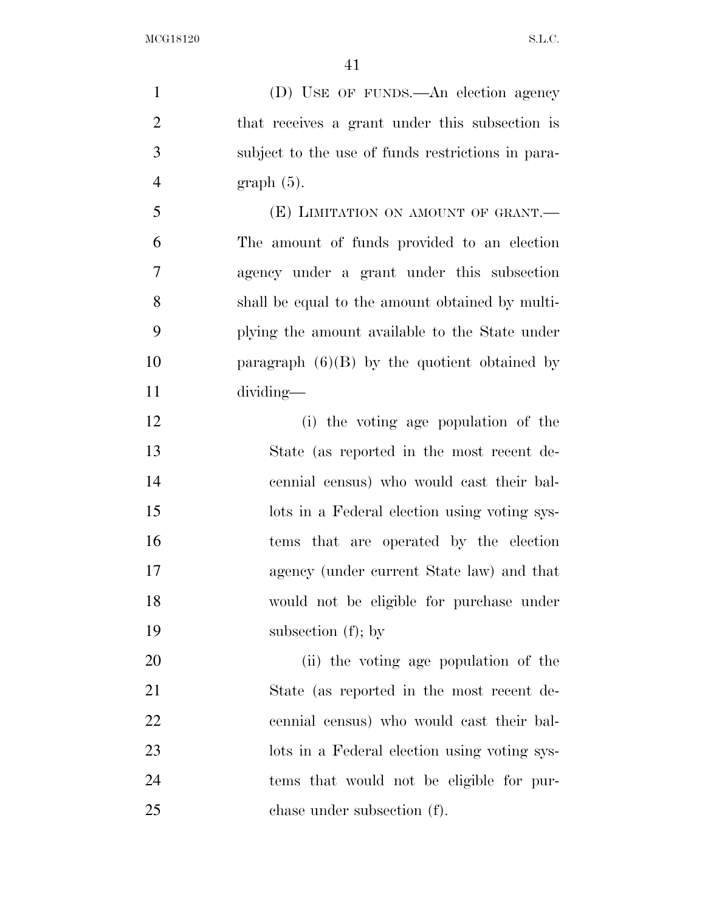(D) USE OF FUNDS.—An election agency that receives a grant under this subsection is subject to the use of funds restrictions in paragraph (5).

(E) LIMITATION ON AMOUNT OF GRANT.—The amount of funds provided to an election agency under a grant under this subsection shall be equal to the amount obtained by multiplying the amount available to the State under paragraph (6)(B) by the quotient obtained by dividing—

(i) the voting age population of the State (as reported in the most recent decennial census) who would cast their ballots in a Federal election using voting systems that are operated by the election agency (under current State law) and that would not be eligible for purchase under subsection (f); by

(ii) the voting age population of the State (as reported in the most recent decennial census) who would cast their ballots in a Federal election using voting systems that would not be eligible for purchase under subsection (f).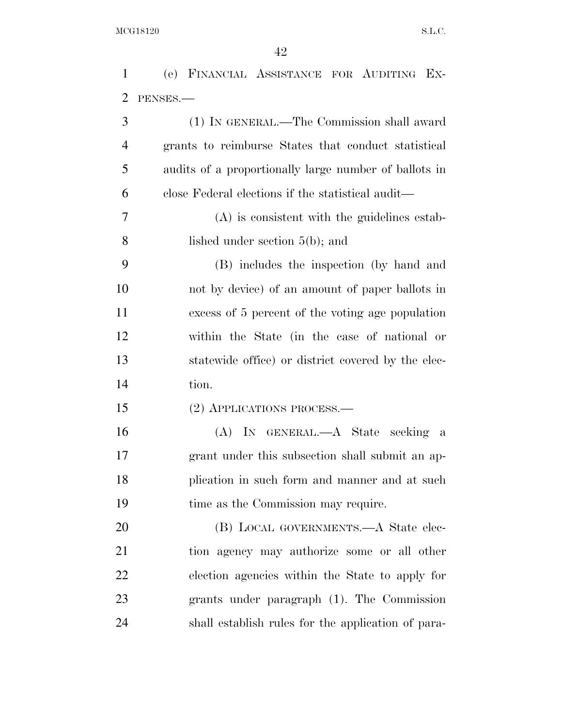(e) FINANCIAL ASSISTANCE FOR AUDITING EXPENSES.—

(1) IN GENERAL.—The Commission shall award grants to reimburse States that conduct statistical audits of a proportionally large number of ballots in close Federal elections if the statistical audit—

(A) is consistent with the guidelines established under section 5(b); and

(B) includes the inspection (by hand and not by device) of an amount of paper ballots in excess of 5 percent of the voting age population within the State (in the case of national or statewide office) or district covered by the election.

(2) APPLICATIONS PROCESS.—

(A) IN GENERAL.—A State seeking a grant under this subsection shall submit an application in such form and manner and at such time as the Commission may require.

(B) LOCAL GOVERNMENTS.—A State election agency may authorize some or all other election agencies within the State to apply for grants under paragraph (1). The Commission shall establish rules for the application of para-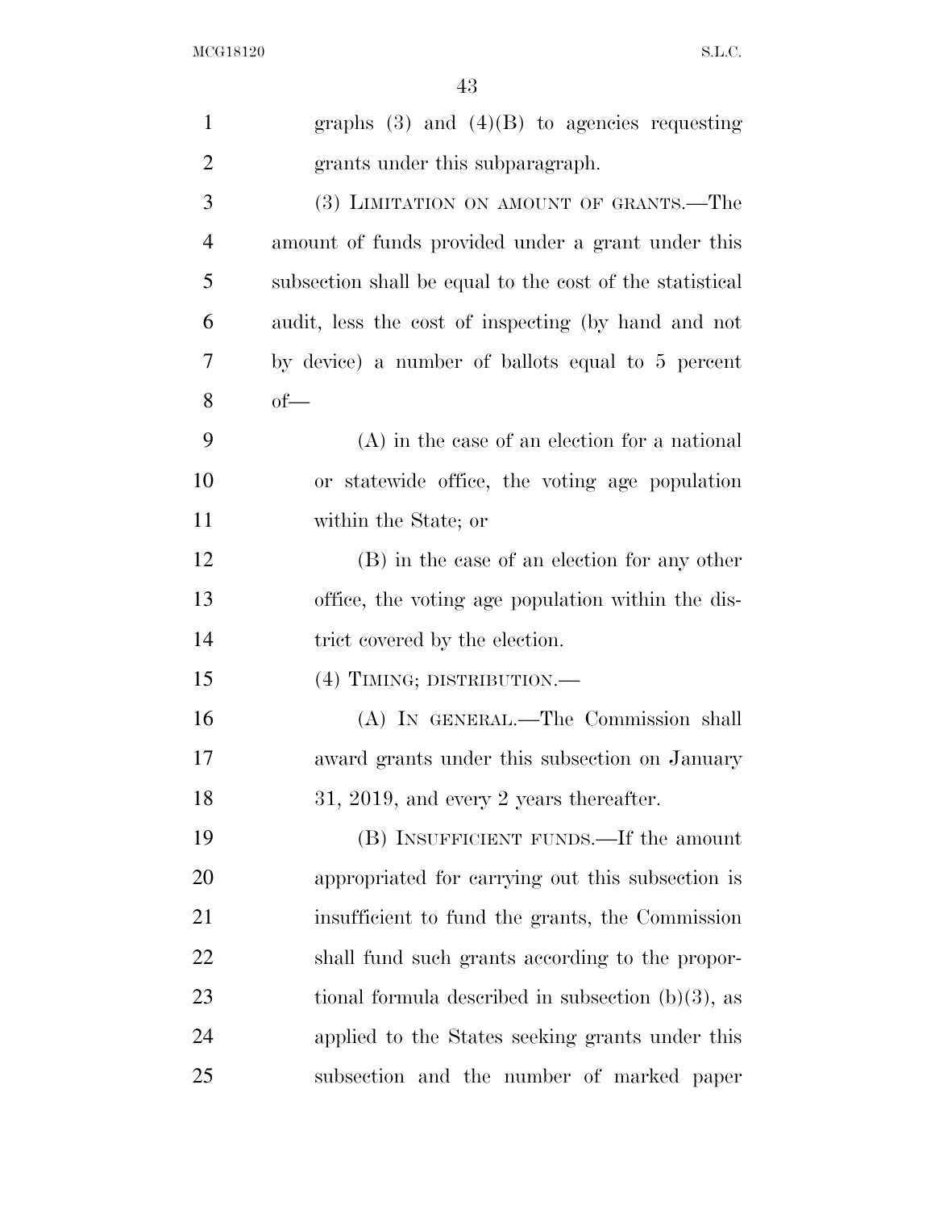graphs (3) and (4)(B) to agencies requesting grants under this subparagraph.

(3) LIMITATION ON AMOUNT OF GRANTS.—The amount of funds provided under a grant under this subsection shall be equal to the cost of the statistical audit, less the cost of inspecting (by hand and not by device) a number of ballots equal to 5 percent of—

(A) in the case of an election for a national or statewide office, the voting age population within the State; or

(B) in the case of an election for any other office, the voting age population within the district covered by the election.

(4) TIMING; DISTRIBUTION.—

(A) IN GENERAL.—The Commission shall award grants under this subsection on January 31, 2019, and every 2 years thereafter.

(B) INSUFFICIENT FUNDS.—If the amount appropriated for carrying out this subsection is insufficient to fund the grants, the Commission shall fund such grants according to the proportional formula described in subsection (b)(3), as applied to the States seeking grants under this subsection and the number of marked paper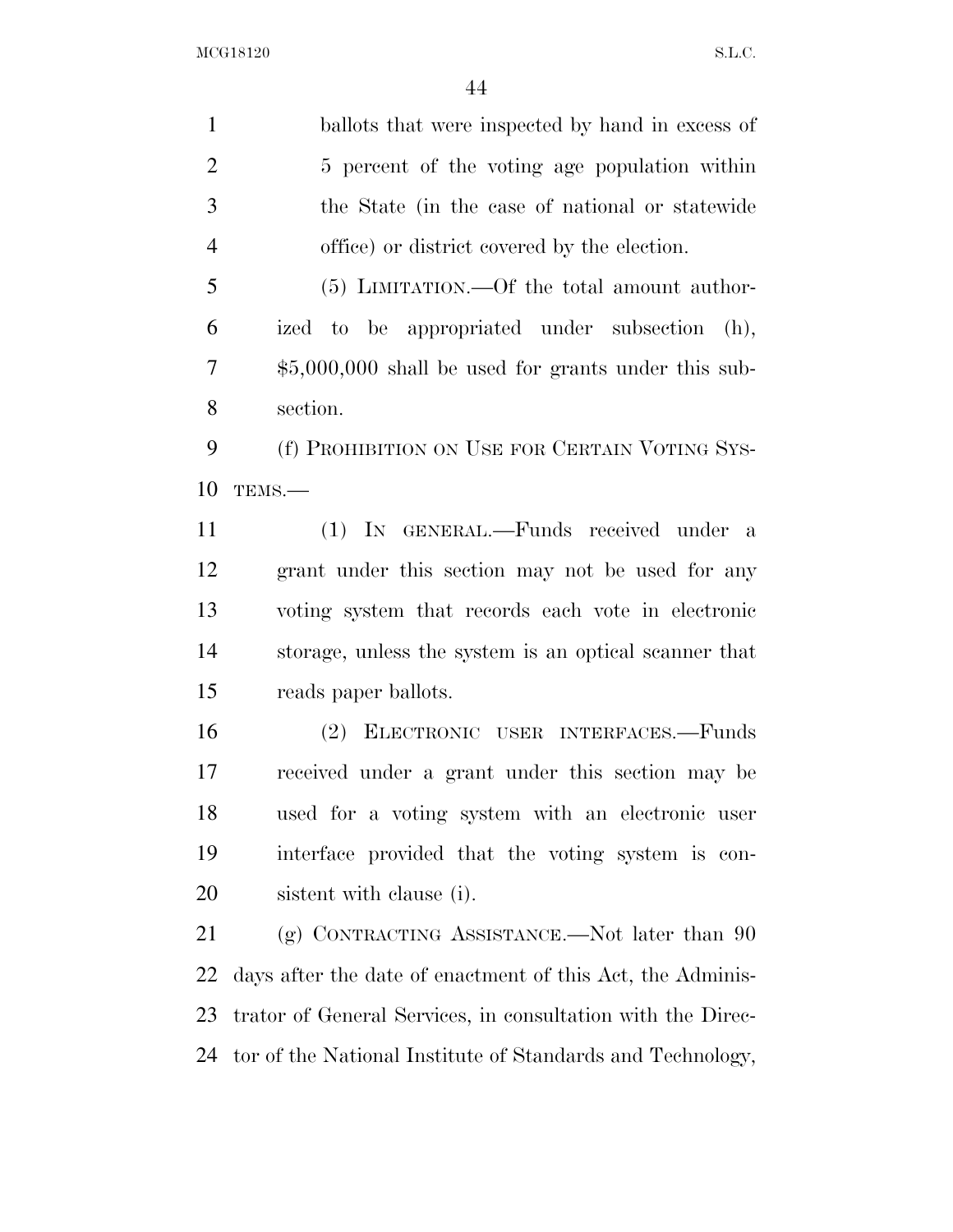ballots that were inspected by hand in excess of 5 percent of the voting age population within the State (in the case of national or statewide office) or district covered by the election.

(5) LIMITATION.—Of the total amount authorized to be appropriated under subsection (h), $5,000,000 shall be used for grants under this subsection.

(f) PROHIBITION ON USE FOR CERTAIN VOTING SYSTEMS.—

(1) IN GENERAL.—Funds received under a grant under this section may not be used for any voting system that records each vote in electronic storage, unless the system is an optical scanner that reads paper ballots.

(2) ELECTRONIC USER INTERFACES.—Funds received under a grant under this section may be used for a voting system with an electronic user interface provided that the voting system is consistent with clause (i).

(g) CONTRACTING ASSISTANCE.—Not later than 90 days after the date of enactment of this Act, the Administrator of General Services, in consultation with the Director of the National Institute of Standards and Technology,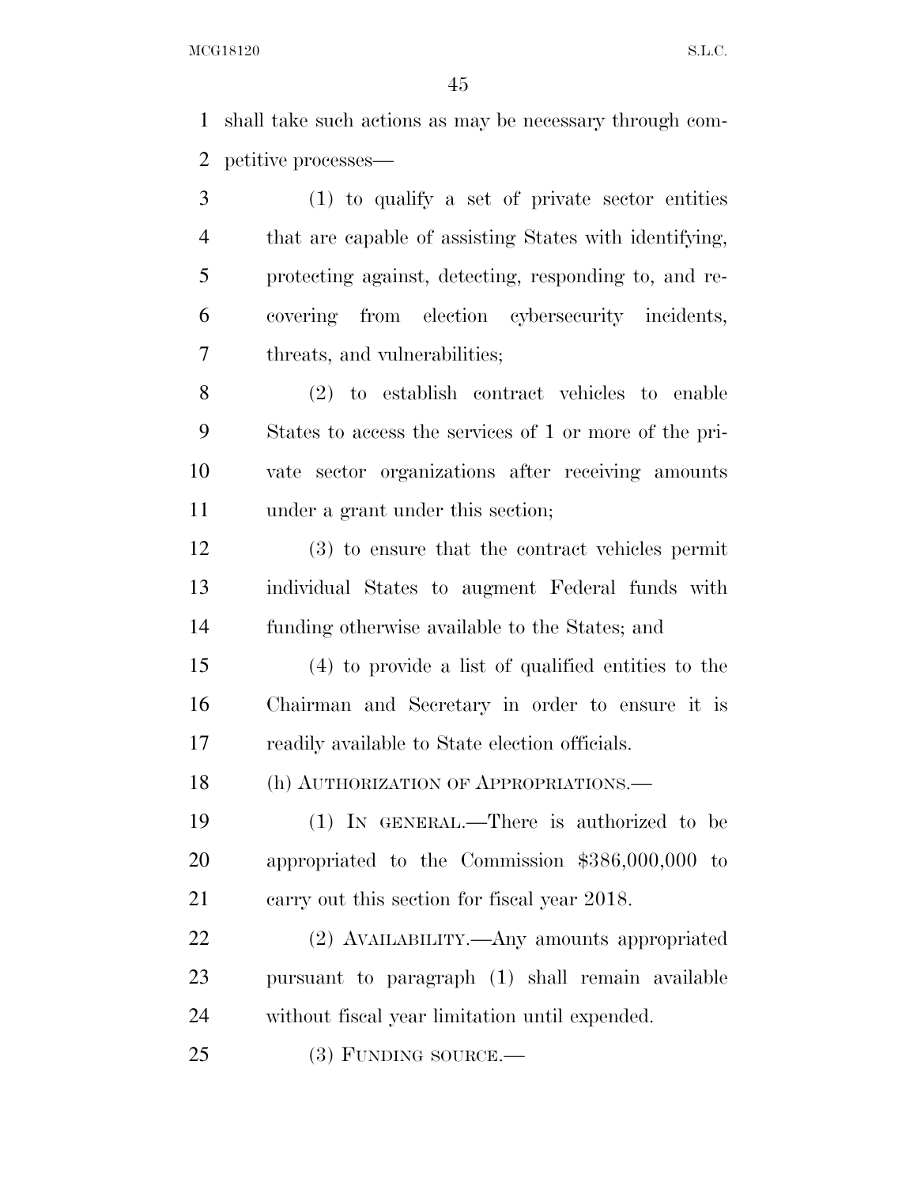shall take such actions as may be necessary through competitive processes—

(1) to qualify a set of private sector entities that are capable of assisting States with identifying, protecting against, detecting, responding to, and recovering from election cybersecurity incidents, threats, and vulnerabilities;

(2) to establish contract vehicles to enable States to access the services of 1 or more of the private sector organizations after receiving amounts under a grant under this section;

(3) to ensure that the contract vehicles permit individual States to augment Federal funds with funding otherwise available to the States; and

(4) to provide a list of qualified entities to the Chairman and Secretary in order to ensure it is readily available to State election officials.

(h) AUTHORIZATION OF APPROPRIATIONS.—

(1) IN GENERAL.—There is authorized to be appropriated to the Commission $386,000,000 to carry out this section for fiscal year 2018.

(2) AVAILABILITY.—Any amounts appropriated pursuant to paragraph (1) shall remain available without fiscal year limitation until expended.

(3) FUNDING SOURCE.—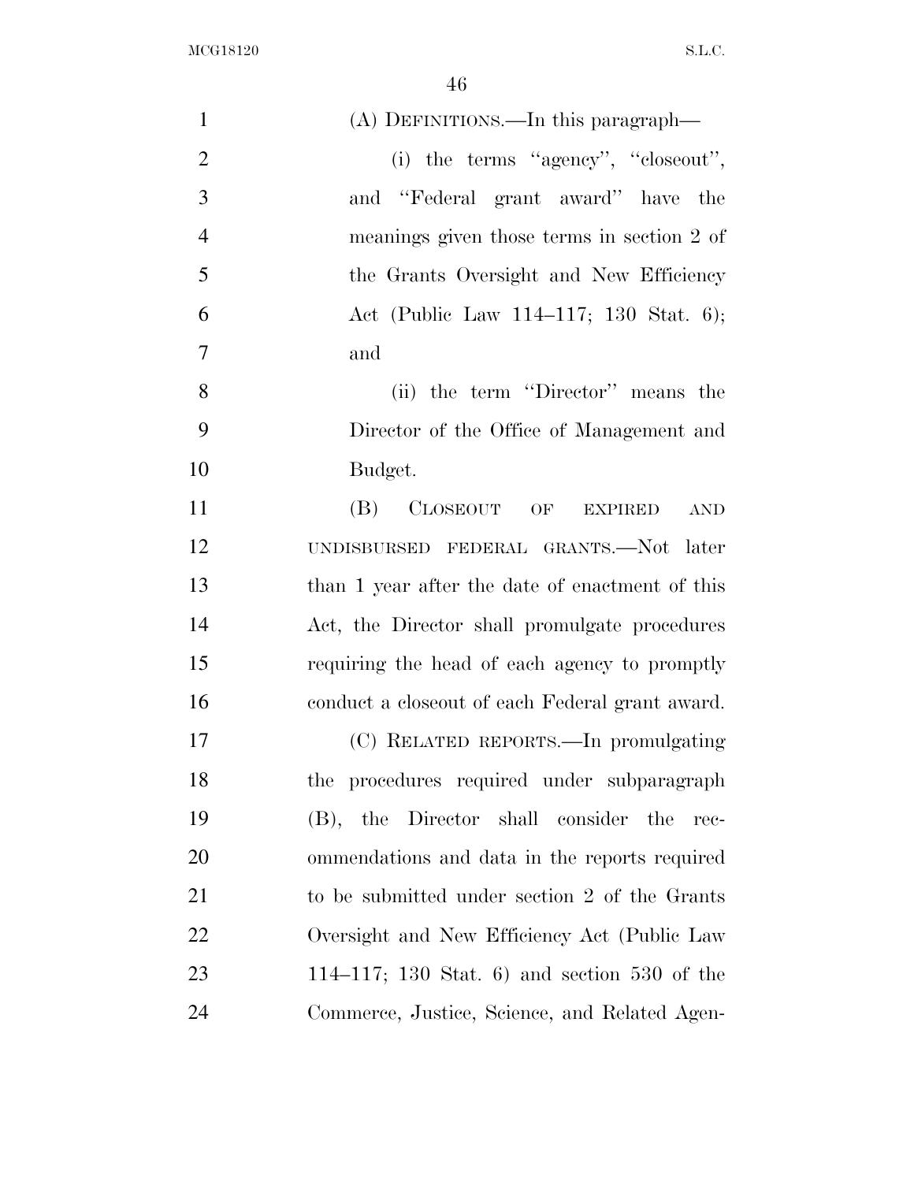(A) DEFINITIONS.—In this paragraph—

(i) the terms ''agency'', ''closeout'', and ''Federal grant award'' have the meanings given those terms in section 2 of the Grants Oversight and New Efficiency Act (Public Law 114–117; 130 Stat. 6); and

(ii) the term ''Director'' means the Director of the Office of Management and Budget.

(B) CLOSEOUT OF EXPIRED AND UNDISBURSED FEDERAL GRANTS.—Not later than 1 year after the date of enactment of this Act, the Director shall promulgate procedures requiring the head of each agency to promptly conduct a closeout of each Federal grant award.

(C) RELATED REPORTS.—In promulgating the procedures required under subparagraph (B), the Director shall consider the recommendations and data in the reports required to be submitted under section 2 of the Grants Oversight and New Efficiency Act (Public Law 114–117; 130 Stat. 6) and section 530 of the Commerce, Justice, Science, and Related Agen-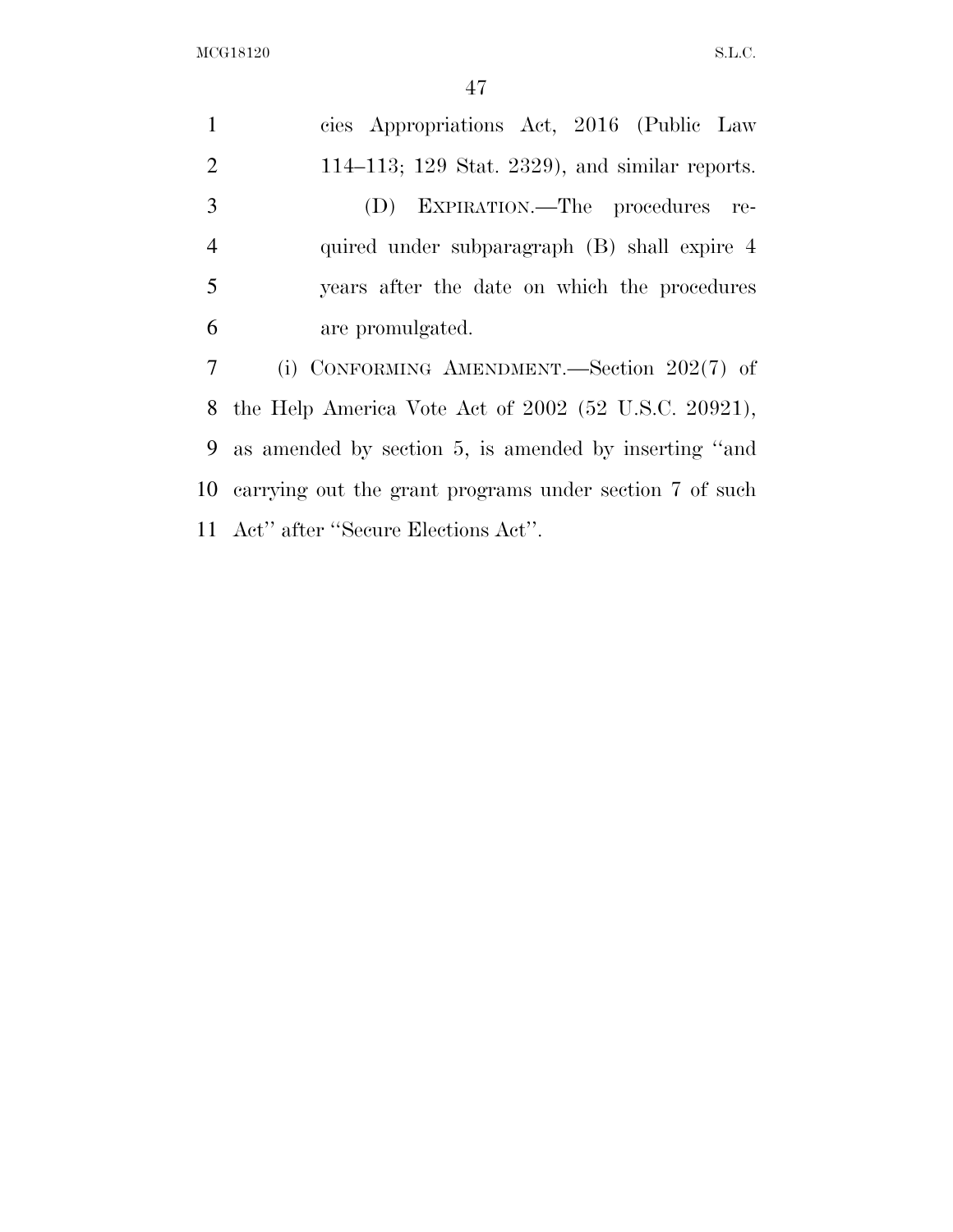cies Appropriations Act, 2016 (Public Law 114–113; 129 Stat. 2329), and similar reports.

(D) EXPIRATION.—The procedures required under subparagraph (B) shall expire 4 years after the date on which the procedures are promulgated.

(i) CONFORMING AMENDMENT.—Section 202(7) of the Help America Vote Act of 2002 (52 U.S.C. 20921), as amended by section 5, is amended by inserting ''and carrying out the grant programs under section 7 of such Act'' after ''Secure Elections Act''.